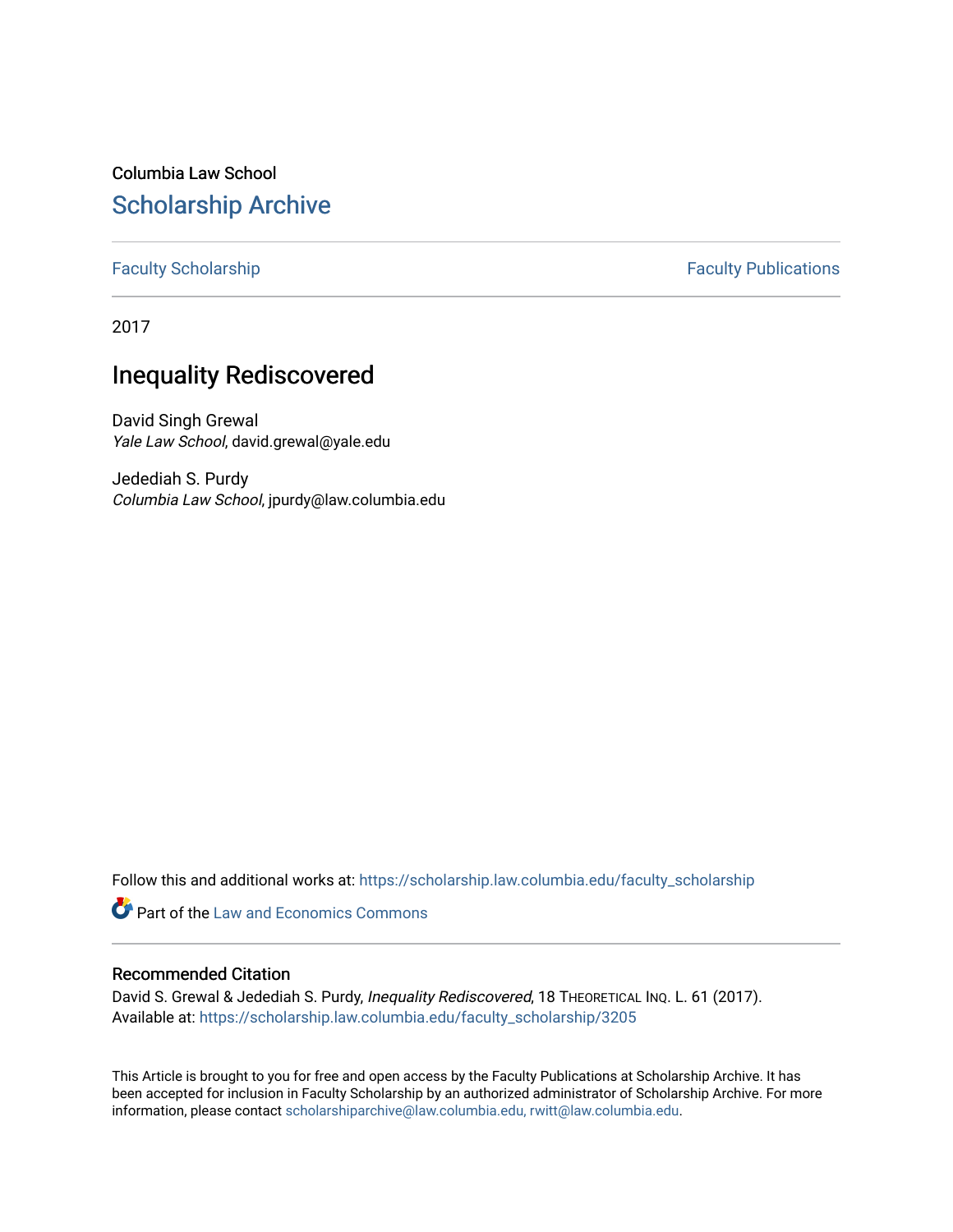Columbia Law School

# Scholarship Archive

Faculty Scholarship | Faculty Publications

2017

## Inequality Rediscovered

David Singh Grewal
*Yale Law School*, david.grewal@yale.edu

Jedediah S. Purdy
*Columbia Law School*, jpurdy@law.columbia.edu

Follow this and additional works at: https://scholarship.law.columbia.edu/faculty_scholarship

Part of the Law and Economics Commons

### Recommended Citation

David S. Grewal & Jedediah S. Purdy, *Inequality Rediscovered*, 18 THEORETICAL INQ. L. 61 (2017).
Available at: https://scholarship.law.columbia.edu/faculty_scholarship/3205

This Article is brought to you for free and open access by the Faculty Publications at Scholarship Archive. It has been accepted for inclusion in Faculty Scholarship by an authorized administrator of Scholarship Archive. For more information, please contact scholarshiparchive@law.columbia.edu, rwitt@law.columbia.edu.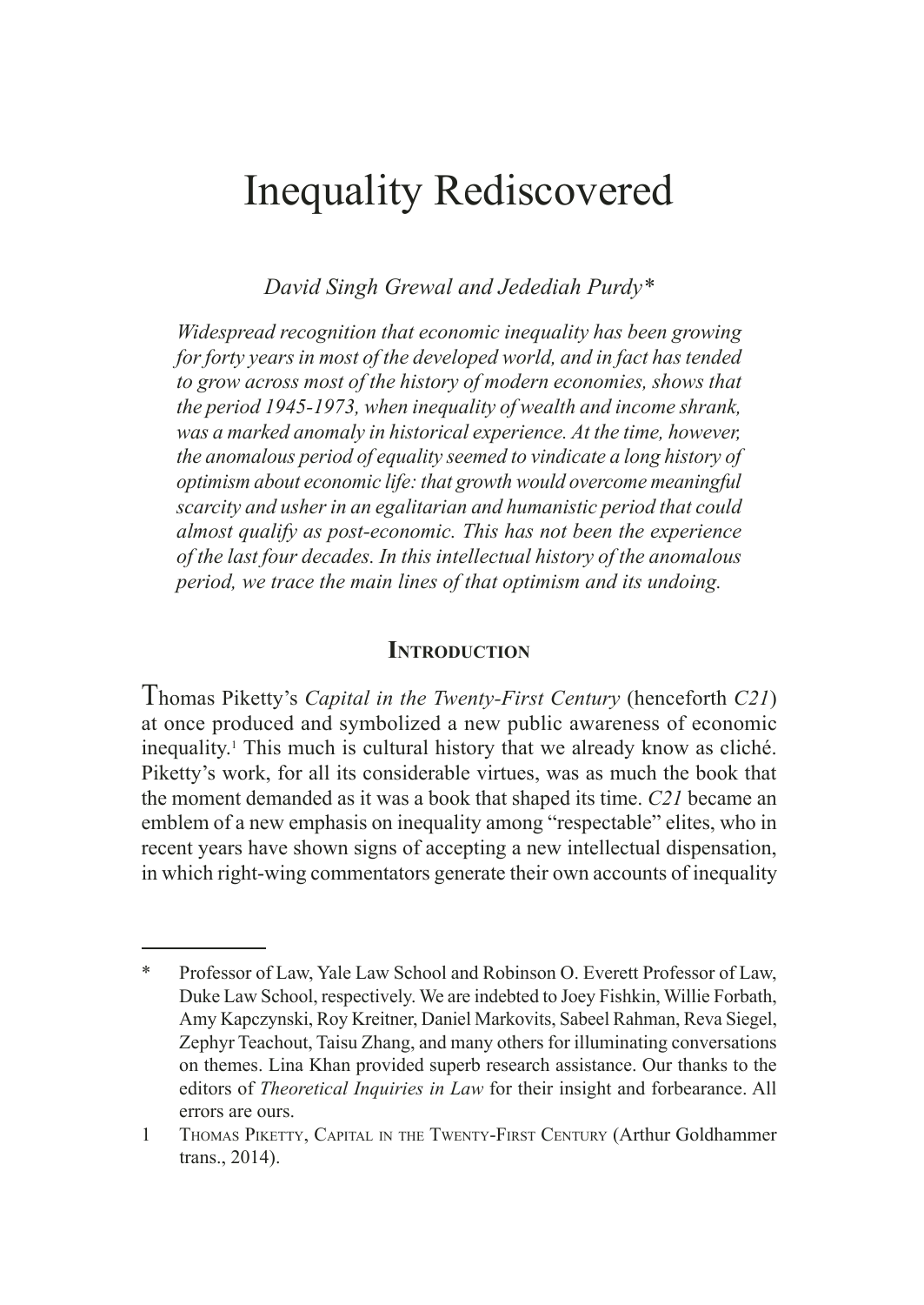# Inequality Rediscovered

*David Singh Grewal and Jedediah Purdy\**

*Widespread recognition that economic inequality has been growing for forty years in most of the developed world, and in fact has tended to grow across most of the history of modern economies, shows that the period 1945-1973, when inequality of wealth and income shrank, was a marked anomaly in historical experience. At the time, however, the anomalous period of equality seemed to vindicate a long history of optimism about economic life: that growth would overcome meaningful scarcity and usher in an egalitarian and humanistic period that could almost qualify as post-economic. This has not been the experience of the last four decades. In this intellectual history of the anomalous period, we trace the main lines of that optimism and its undoing.*

## Introduction

Thomas Piketty's *Capital in the Twenty-First Century* (henceforth *C21*) at once produced and symbolized a new public awareness of economic inequality.[1] This much is cultural history that we already know as cliché. Piketty's work, for all its considerable virtues, was as much the book that the moment demanded as it was a book that shaped its time. *C21* became an emblem of a new emphasis on inequality among "respectable" elites, who in recent years have shown signs of accepting a new intellectual dispensation, in which right-wing commentators generate their own accounts of inequality

---

\* Professor of Law, Yale Law School and Robinson O. Everett Professor of Law, Duke Law School, respectively. We are indebted to Joey Fishkin, Willie Forbath, Amy Kapczynski, Roy Kreitner, Daniel Markovits, Sabeel Rahman, Reva Siegel, Zephyr Teachout, Taisu Zhang, and many others for illuminating conversations on themes. Lina Khan provided superb research assistance. Our thanks to the editors of *Theoretical Inquiries in Law* for their insight and forbearance. All errors are ours.

1 Thomas Piketty, Capital in the Twenty-First Century (Arthur Goldhammer trans., 2014).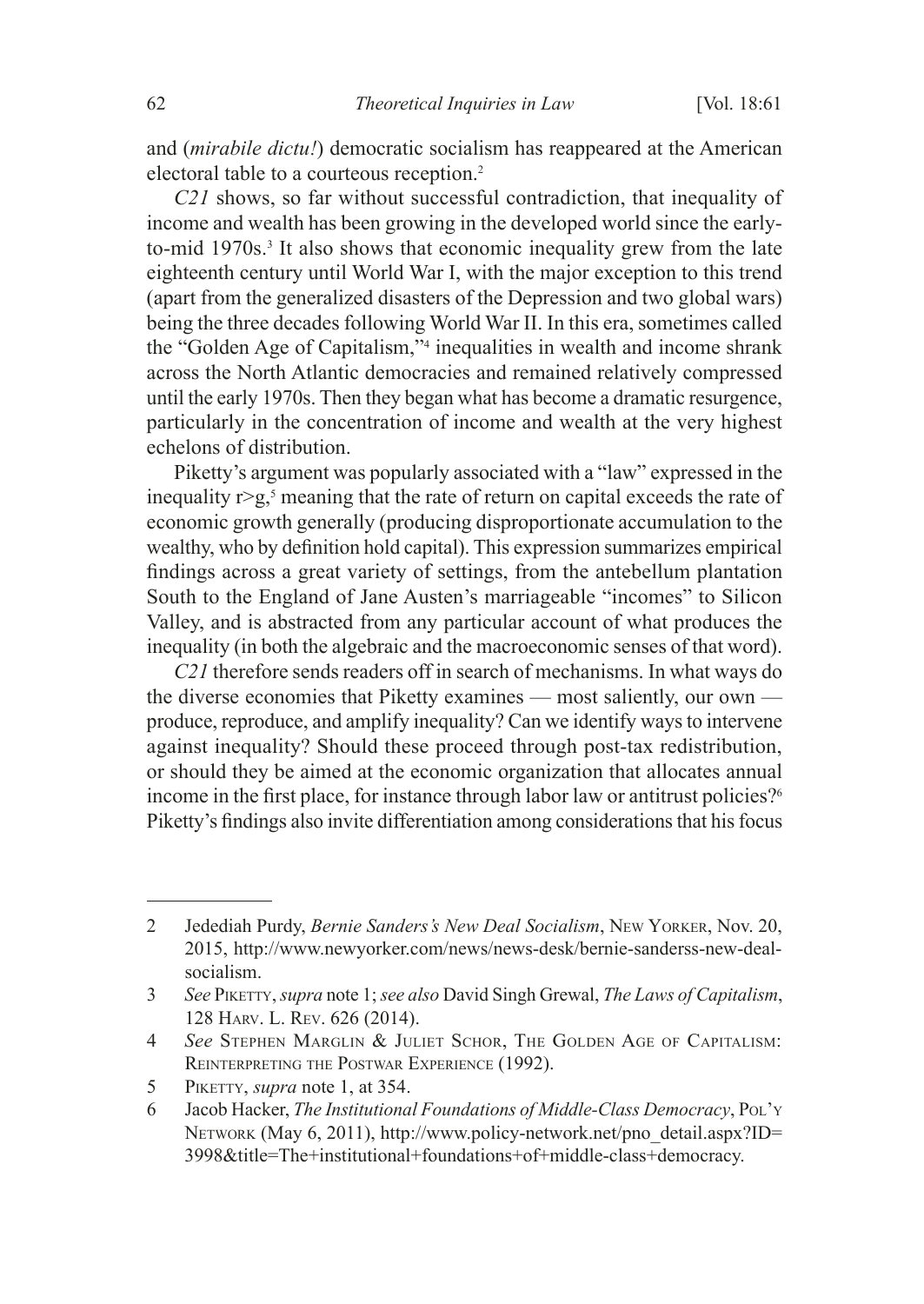and (*mirabile dictu!*) democratic socialism has reappeared at the American electoral table to a courteous reception.[2]

*C21* shows, so far without successful contradiction, that inequality of income and wealth has been growing in the developed world since the early-to-mid 1970s.[3] It also shows that economic inequality grew from the late eighteenth century until World War I, with the major exception to this trend (apart from the generalized disasters of the Depression and two global wars) being the three decades following World War II. In this era, sometimes called the "Golden Age of Capitalism,"[4] inequalities in wealth and income shrank across the North Atlantic democracies and remained relatively compressed until the early 1970s. Then they began what has become a dramatic resurgence, particularly in the concentration of income and wealth at the very highest echelons of distribution.

Piketty's argument was popularly associated with a "law" expressed in the inequality $r>g$,[5] meaning that the rate of return on capital exceeds the rate of economic growth generally (producing disproportionate accumulation to the wealthy, who by definition hold capital). This expression summarizes empirical findings across a great variety of settings, from the antebellum plantation South to the England of Jane Austen's marriageable "incomes" to Silicon Valley, and is abstracted from any particular account of what produces the inequality (in both the algebraic and the macroeconomic senses of that word).

*C21* therefore sends readers off in search of mechanisms. In what ways do the diverse economies that Piketty examines — most saliently, our own — produce, reproduce, and amplify inequality? Can we identify ways to intervene against inequality? Should these proceed through post-tax redistribution, or should they be aimed at the economic organization that allocates annual income in the first place, for instance through labor law or antitrust policies?[6] Piketty's findings also invite differentiation among considerations that his focus

---

2 Jedediah Purdy, *Bernie Sanders's New Deal Socialism*, New Yorker, Nov. 20, 2015, http://www.newyorker.com/news/news-desk/bernie-sanderss-new-deal-socialism.

3 *See* Piketty, *supra* note 1; *see also* David Singh Grewal, *The Laws of Capitalism*, 128 Harv. L. Rev. 626 (2014).

4 *See* Stephen Marglin & Juliet Schor, The Golden Age of Capitalism: Reinterpreting the Postwar Experience (1992).

5 Piketty, *supra* note 1, at 354.

6 Jacob Hacker, *The Institutional Foundations of Middle-Class Democracy*, Pol'y Network (May 6, 2011), http://www.policy-network.net/pno_detail.aspx?ID=3998&title=The+institutional+foundations+of+middle-class+democracy.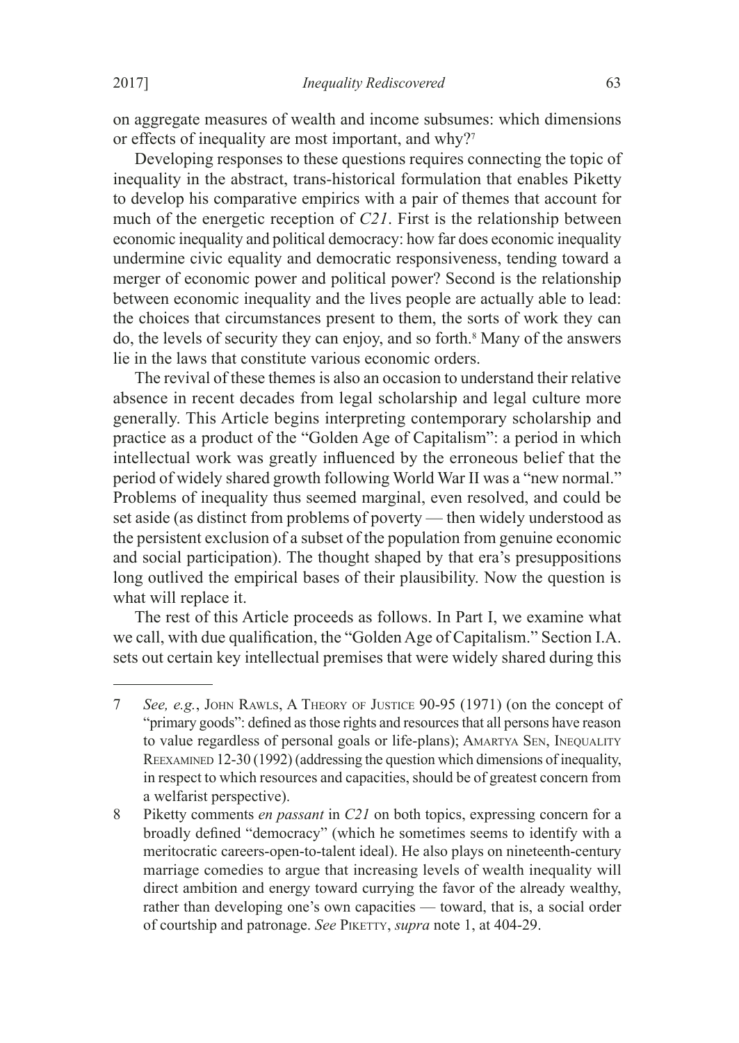on aggregate measures of wealth and income subsumes: which dimensions or effects of inequality are most important, and why?[7]

Developing responses to these questions requires connecting the topic of inequality in the abstract, trans-historical formulation that enables Piketty to develop his comparative empirics with a pair of themes that account for much of the energetic reception of *C21*. First is the relationship between economic inequality and political democracy: how far does economic inequality undermine civic equality and democratic responsiveness, tending toward a merger of economic power and political power? Second is the relationship between economic inequality and the lives people are actually able to lead: the choices that circumstances present to them, the sorts of work they can do, the levels of security they can enjoy, and so forth.[8] Many of the answers lie in the laws that constitute various economic orders.

The revival of these themes is also an occasion to understand their relative absence in recent decades from legal scholarship and legal culture more generally. This Article begins interpreting contemporary scholarship and practice as a product of the "Golden Age of Capitalism": a period in which intellectual work was greatly influenced by the erroneous belief that the period of widely shared growth following World War II was a "new normal." Problems of inequality thus seemed marginal, even resolved, and could be set aside (as distinct from problems of poverty — then widely understood as the persistent exclusion of a subset of the population from genuine economic and social participation). The thought shaped by that era's presuppositions long outlived the empirical bases of their plausibility. Now the question is what will replace it.

The rest of this Article proceeds as follows. In Part I, we examine what we call, with due qualification, the "Golden Age of Capitalism." Section I.A. sets out certain key intellectual premises that were widely shared during this

---

7 *See, e.g.*, John Rawls, A Theory of Justice 90-95 (1971) (on the concept of "primary goods": defined as those rights and resources that all persons have reason to value regardless of personal goals or life-plans); Amartya Sen, Inequality Reexamined 12-30 (1992) (addressing the question which dimensions of inequality, in respect to which resources and capacities, should be of greatest concern from a welfarist perspective).

8 Piketty comments *en passant* in *C21* on both topics, expressing concern for a broadly defined "democracy" (which he sometimes seems to identify with a meritocratic careers-open-to-talent ideal). He also plays on nineteenth-century marriage comedies to argue that increasing levels of wealth inequality will direct ambition and energy toward currying the favor of the already wealthy, rather than developing one's own capacities — toward, that is, a social order of courtship and patronage. *See* Piketty, *supra* note 1, at 404-29.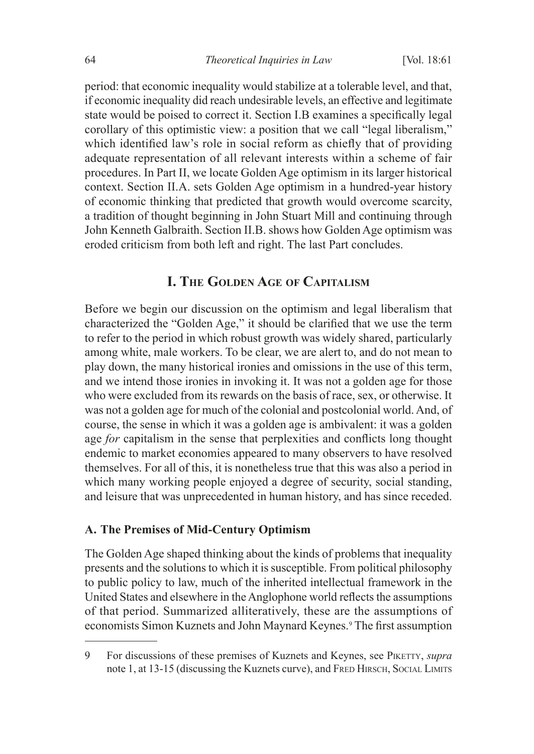period: that economic inequality would stabilize at a tolerable level, and that, if economic inequality did reach undesirable levels, an effective and legitimate state would be poised to correct it. Section I.B examines a specifically legal corollary of this optimistic view: a position that we call "legal liberalism," which identified law's role in social reform as chiefly that of providing adequate representation of all relevant interests within a scheme of fair procedures. In Part II, we locate Golden Age optimism in its larger historical context. Section II.A. sets Golden Age optimism in a hundred-year history of economic thinking that predicted that growth would overcome scarcity, a tradition of thought beginning in John Stuart Mill and continuing through John Kenneth Galbraith. Section II.B. shows how Golden Age optimism was eroded criticism from both left and right. The last Part concludes.

## I. The Golden Age of Capitalism

Before we begin our discussion on the optimism and legal liberalism that characterized the "Golden Age," it should be clarified that we use the term to refer to the period in which robust growth was widely shared, particularly among white, male workers. To be clear, we are alert to, and do not mean to play down, the many historical ironies and omissions in the use of this term, and we intend those ironies in invoking it. It was not a golden age for those who were excluded from its rewards on the basis of race, sex, or otherwise. It was not a golden age for much of the colonial and postcolonial world. And, of course, the sense in which it was a golden age is ambivalent: it was a golden age *for* capitalism in the sense that perplexities and conflicts long thought endemic to market economies appeared to many observers to have resolved themselves. For all of this, it is nonetheless true that this was also a period in which many working people enjoyed a degree of security, social standing, and leisure that was unprecedented in human history, and has since receded.

### A. The Premises of Mid-Century Optimism

The Golden Age shaped thinking about the kinds of problems that inequality presents and the solutions to which it is susceptible. From political philosophy to public policy to law, much of the inherited intellectual framework in the United States and elsewhere in the Anglophone world reflects the assumptions of that period. Summarized alliteratively, these are the assumptions of economists Simon Kuznets and John Maynard Keynes.[9] The first assumption

---

9 For discussions of these premises of Kuznets and Keynes, see Piketty, *supra* note 1, at 13-15 (discussing the Kuznets curve), and Fred Hirsch, Social Limits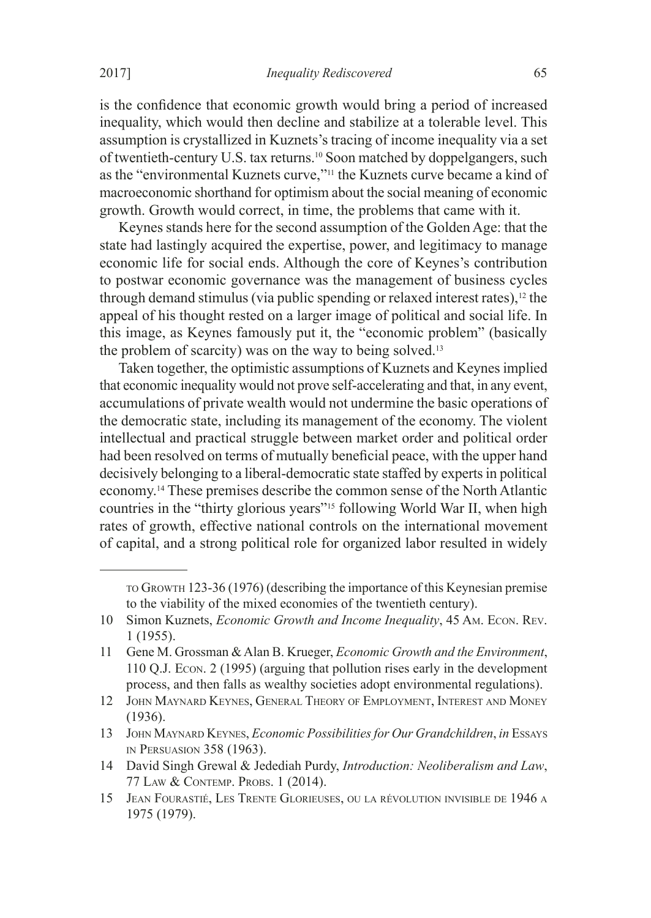is the confidence that economic growth would bring a period of increased inequality, which would then decline and stabilize at a tolerable level. This assumption is crystallized in Kuznets's tracing of income inequality via a set of twentieth-century U.S. tax returns.[10] Soon matched by doppelgangers, such as the "environmental Kuznets curve,"[11] the Kuznets curve became a kind of macroeconomic shorthand for optimism about the social meaning of economic growth. Growth would correct, in time, the problems that came with it.

Keynes stands here for the second assumption of the Golden Age: that the state had lastingly acquired the expertise, power, and legitimacy to manage economic life for social ends. Although the core of Keynes's contribution to postwar economic governance was the management of business cycles through demand stimulus (via public spending or relaxed interest rates),[12] the appeal of his thought rested on a larger image of political and social life. In this image, as Keynes famously put it, the "economic problem" (basically the problem of scarcity) was on the way to being solved.[13]

Taken together, the optimistic assumptions of Kuznets and Keynes implied that economic inequality would not prove self-accelerating and that, in any event, accumulations of private wealth would not undermine the basic operations of the democratic state, including its management of the economy. The violent intellectual and practical struggle between market order and political order had been resolved on terms of mutually beneficial peace, with the upper hand decisively belonging to a liberal-democratic state staffed by experts in political economy.[14] These premises describe the common sense of the North Atlantic countries in the "thirty glorious years"[15] following World War II, when high rates of growth, effective national controls on the international movement of capital, and a strong political role for organized labor resulted in widely

---

to Growth 123-36 (1976) (describing the importance of this Keynesian premise to the viability of the mixed economies of the twentieth century).

10 Simon Kuznets, *Economic Growth and Income Inequality*, 45 Am. Econ. Rev. 1 (1955).

11 Gene M. Grossman & Alan B. Krueger, *Economic Growth and the Environment*, 110 Q.J. Econ. 2 (1995) (arguing that pollution rises early in the development process, and then falls as wealthy societies adopt environmental regulations).

12 John Maynard Keynes, General Theory of Employment, Interest and Money (1936).

13 John Maynard Keynes, *Economic Possibilities for Our Grandchildren*, *in* Essays in Persuasion 358 (1963).

14 David Singh Grewal & Jedediah Purdy, *Introduction: Neoliberalism and Law*, 77 Law & Contemp. Probs. 1 (2014).

15 Jean Fourastié, Les Trente Glorieuses, ou la révolution invisible de 1946 a 1975 (1979).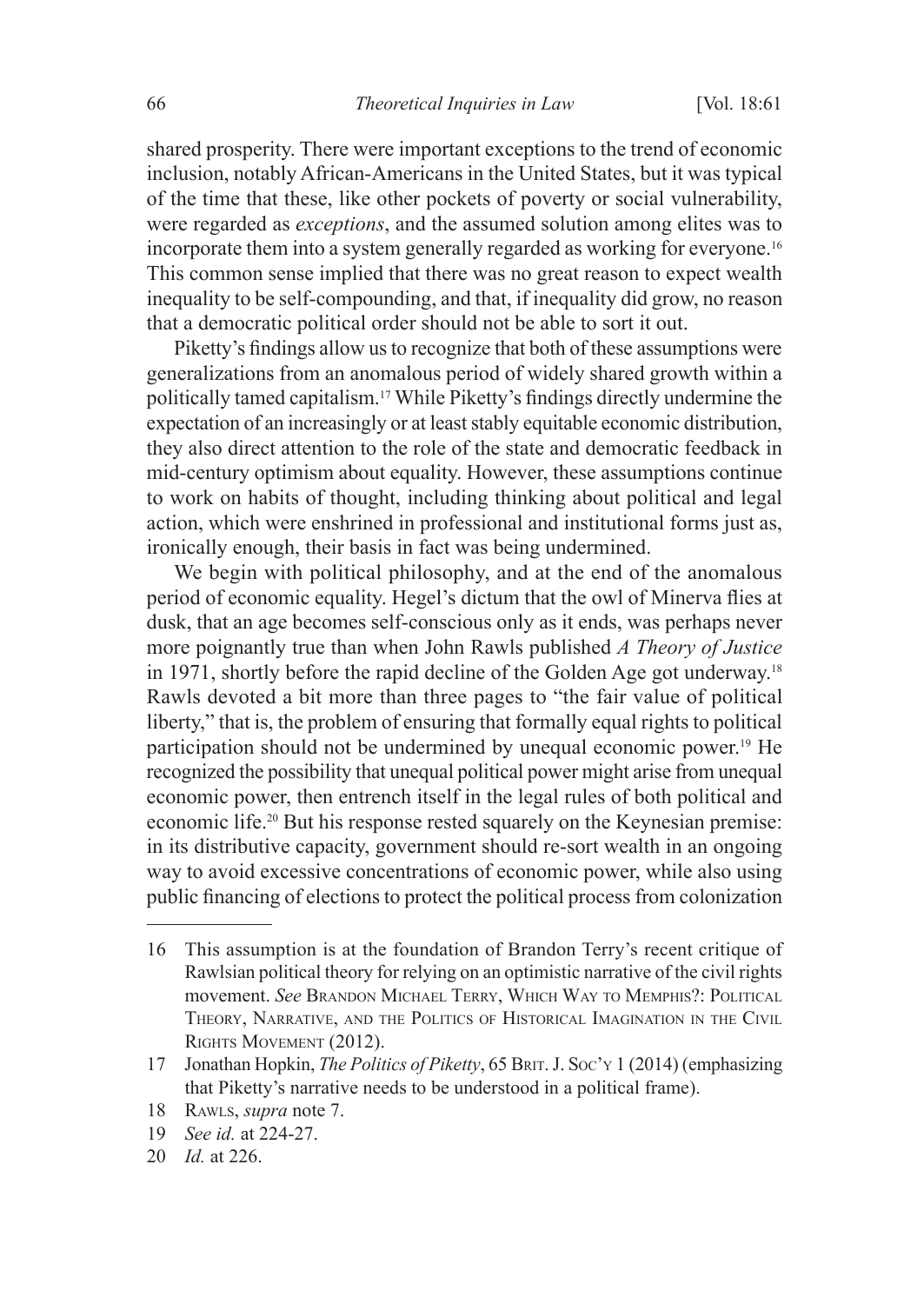shared prosperity. There were important exceptions to the trend of economic inclusion, notably African-Americans in the United States, but it was typical of the time that these, like other pockets of poverty or social vulnerability, were regarded as *exceptions*, and the assumed solution among elites was to incorporate them into a system generally regarded as working for everyone.[16] This common sense implied that there was no great reason to expect wealth inequality to be self-compounding, and that, if inequality did grow, no reason that a democratic political order should not be able to sort it out.

Piketty's findings allow us to recognize that both of these assumptions were generalizations from an anomalous period of widely shared growth within a politically tamed capitalism.[17] While Piketty's findings directly undermine the expectation of an increasingly or at least stably equitable economic distribution, they also direct attention to the role of the state and democratic feedback in mid-century optimism about equality. However, these assumptions continue to work on habits of thought, including thinking about political and legal action, which were enshrined in professional and institutional forms just as, ironically enough, their basis in fact was being undermined.

We begin with political philosophy, and at the end of the anomalous period of economic equality. Hegel's dictum that the owl of Minerva flies at dusk, that an age becomes self-conscious only as it ends, was perhaps never more poignantly true than when John Rawls published *A Theory of Justice* in 1971, shortly before the rapid decline of the Golden Age got underway.[18] Rawls devoted a bit more than three pages to "the fair value of political liberty," that is, the problem of ensuring that formally equal rights to political participation should not be undermined by unequal economic power.[19] He recognized the possibility that unequal political power might arise from unequal economic power, then entrench itself in the legal rules of both political and economic life.[20] But his response rested squarely on the Keynesian premise: in its distributive capacity, government should re-sort wealth in an ongoing way to avoid excessive concentrations of economic power, while also using public financing of elections to protect the political process from colonization

---

16 This assumption is at the foundation of Brandon Terry's recent critique of Rawlsian political theory for relying on an optimistic narrative of the civil rights movement. *See* Brandon Michael Terry, Which Way to Memphis?: Political Theory, Narrative, and the Politics of Historical Imagination in the Civil Rights Movement (2012).

17 Jonathan Hopkin, *The Politics of Piketty*, 65 Brit. J. Soc'y 1 (2014) (emphasizing that Piketty's narrative needs to be understood in a political frame).

18 Rawls, *supra* note 7.

19 *See id.* at 224-27.

20 *Id.* at 226.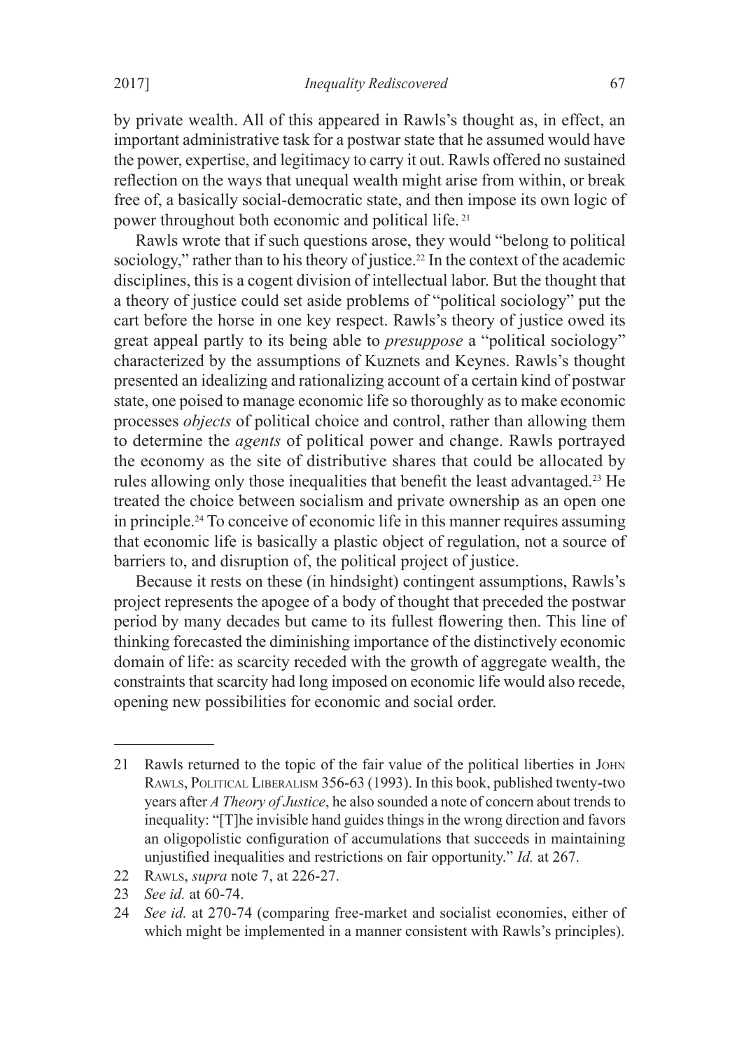by private wealth. All of this appeared in Rawls's thought as, in effect, an important administrative task for a postwar state that he assumed would have the power, expertise, and legitimacy to carry it out. Rawls offered no sustained reflection on the ways that unequal wealth might arise from within, or break free of, a basically social-democratic state, and then impose its own logic of power throughout both economic and political life.[21]

Rawls wrote that if such questions arose, they would "belong to political sociology," rather than to his theory of justice.[22] In the context of the academic disciplines, this is a cogent division of intellectual labor. But the thought that a theory of justice could set aside problems of "political sociology" put the cart before the horse in one key respect. Rawls's theory of justice owed its great appeal partly to its being able to *presuppose* a "political sociology" characterized by the assumptions of Kuznets and Keynes. Rawls's thought presented an idealizing and rationalizing account of a certain kind of postwar state, one poised to manage economic life so thoroughly as to make economic processes *objects* of political choice and control, rather than allowing them to determine the *agents* of political power and change. Rawls portrayed the economy as the site of distributive shares that could be allocated by rules allowing only those inequalities that benefit the least advantaged.[23] He treated the choice between socialism and private ownership as an open one in principle.[24] To conceive of economic life in this manner requires assuming that economic life is basically a plastic object of regulation, not a source of barriers to, and disruption of, the political project of justice.

Because it rests on these (in hindsight) contingent assumptions, Rawls's project represents the apogee of a body of thought that preceded the postwar period by many decades but came to its fullest flowering then. This line of thinking forecasted the diminishing importance of the distinctively economic domain of life: as scarcity receded with the growth of aggregate wealth, the constraints that scarcity had long imposed on economic life would also recede, opening new possibilities for economic and social order.

---

21 Rawls returned to the topic of the fair value of the political liberties in John Rawls, Political Liberalism 356-63 (1993). In this book, published twenty-two years after *A Theory of Justice*, he also sounded a note of concern about trends to inequality: "[T]he invisible hand guides things in the wrong direction and favors an oligopolistic configuration of accumulations that succeeds in maintaining unjustified inequalities and restrictions on fair opportunity." *Id.* at 267.

22 Rawls, *supra* note 7, at 226-27.

23 *See id.* at 60-74.

24 *See id.* at 270-74 (comparing free-market and socialist economies, either of which might be implemented in a manner consistent with Rawls's principles).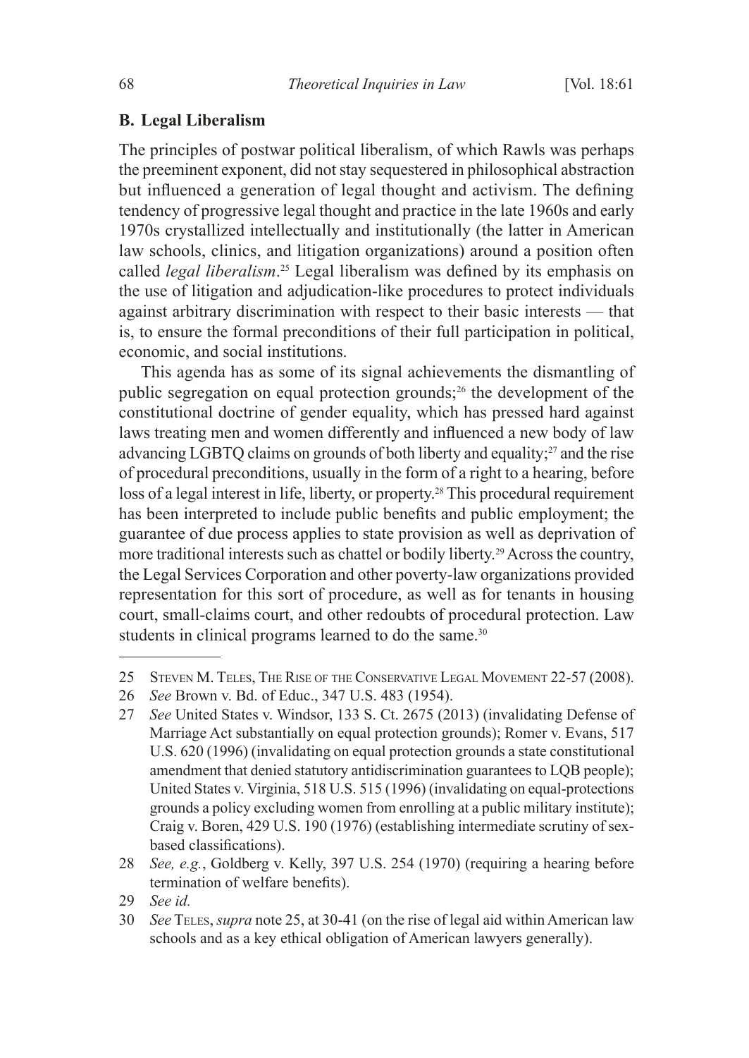## B. Legal Liberalism

The principles of postwar political liberalism, of which Rawls was perhaps the preeminent exponent, did not stay sequestered in philosophical abstraction but influenced a generation of legal thought and activism. The defining tendency of progressive legal thought and practice in the late 1960s and early 1970s crystallized intellectually and institutionally (the latter in American law schools, clinics, and litigation organizations) around a position often called *legal liberalism*.[25] Legal liberalism was defined by its emphasis on the use of litigation and adjudication-like procedures to protect individuals against arbitrary discrimination with respect to their basic interests — that is, to ensure the formal preconditions of their full participation in political, economic, and social institutions.

This agenda has as some of its signal achievements the dismantling of public segregation on equal protection grounds;[26] the development of the constitutional doctrine of gender equality, which has pressed hard against laws treating men and women differently and influenced a new body of law advancing LGBTQ claims on grounds of both liberty and equality;[27] and the rise of procedural preconditions, usually in the form of a right to a hearing, before loss of a legal interest in life, liberty, or property.[28] This procedural requirement has been interpreted to include public benefits and public employment; the guarantee of due process applies to state provision as well as deprivation of more traditional interests such as chattel or bodily liberty.[29] Across the country, the Legal Services Corporation and other poverty-law organizations provided representation for this sort of procedure, as well as for tenants in housing court, small-claims court, and other redoubts of procedural protection. Law students in clinical programs learned to do the same.[30]

---

25 Steven M. Teles, The Rise of the Conservative Legal Movement 22-57 (2008).

26 *See* Brown v. Bd. of Educ., 347 U.S. 483 (1954).

27 *See* United States v. Windsor, 133 S. Ct. 2675 (2013) (invalidating Defense of Marriage Act substantially on equal protection grounds); Romer v. Evans, 517 U.S. 620 (1996) (invalidating on equal protection grounds a state constitutional amendment that denied statutory antidiscrimination guarantees to LQB people); United States v. Virginia, 518 U.S. 515 (1996) (invalidating on equal-protections grounds a policy excluding women from enrolling at a public military institute); Craig v. Boren, 429 U.S. 190 (1976) (establishing intermediate scrutiny of sex-based classifications).

28 *See, e.g.*, Goldberg v. Kelly, 397 U.S. 254 (1970) (requiring a hearing before termination of welfare benefits).

29 *See id.*

30 *See* Teles, *supra* note 25, at 30-41 (on the rise of legal aid within American law schools and as a key ethical obligation of American lawyers generally).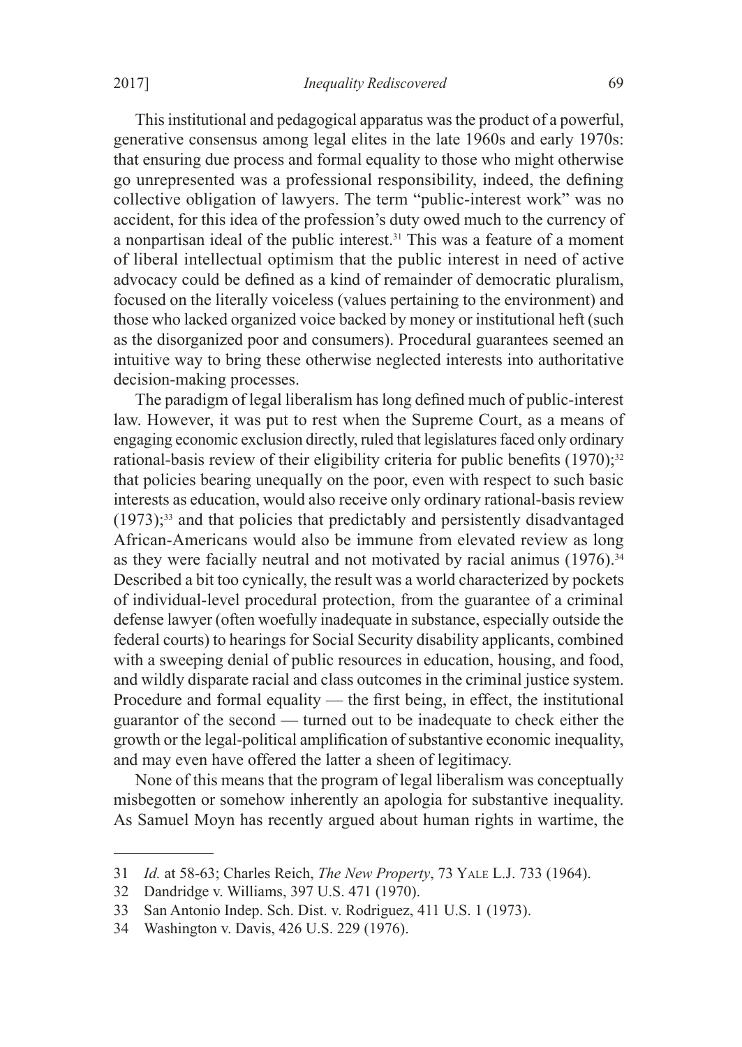This institutional and pedagogical apparatus was the product of a powerful, generative consensus among legal elites in the late 1960s and early 1970s: that ensuring due process and formal equality to those who might otherwise go unrepresented was a professional responsibility, indeed, the defining collective obligation of lawyers. The term "public-interest work" was no accident, for this idea of the profession's duty owed much to the currency of a nonpartisan ideal of the public interest.[31] This was a feature of a moment of liberal intellectual optimism that the public interest in need of active advocacy could be defined as a kind of remainder of democratic pluralism, focused on the literally voiceless (values pertaining to the environment) and those who lacked organized voice backed by money or institutional heft (such as the disorganized poor and consumers). Procedural guarantees seemed an intuitive way to bring these otherwise neglected interests into authoritative decision-making processes.

The paradigm of legal liberalism has long defined much of public-interest law. However, it was put to rest when the Supreme Court, as a means of engaging economic exclusion directly, ruled that legislatures faced only ordinary rational-basis review of their eligibility criteria for public benefits (1970);[32] that policies bearing unequally on the poor, even with respect to such basic interests as education, would also receive only ordinary rational-basis review (1973);[33] and that policies that predictably and persistently disadvantaged African-Americans would also be immune from elevated review as long as they were facially neutral and not motivated by racial animus (1976).[34] Described a bit too cynically, the result was a world characterized by pockets of individual-level procedural protection, from the guarantee of a criminal defense lawyer (often woefully inadequate in substance, especially outside the federal courts) to hearings for Social Security disability applicants, combined with a sweeping denial of public resources in education, housing, and food, and wildly disparate racial and class outcomes in the criminal justice system. Procedure and formal equality — the first being, in effect, the institutional guarantor of the second — turned out to be inadequate to check either the growth or the legal-political amplification of substantive economic inequality, and may even have offered the latter a sheen of legitimacy.

None of this means that the program of legal liberalism was conceptually misbegotten or somehow inherently an apologia for substantive inequality. As Samuel Moyn has recently argued about human rights in wartime, the

---

31 *Id.* at 58-63; Charles Reich, *The New Property*, 73 Yale L.J. 733 (1964).

32 Dandridge v. Williams, 397 U.S. 471 (1970).

33 San Antonio Indep. Sch. Dist. v. Rodriguez, 411 U.S. 1 (1973).

34 Washington v. Davis, 426 U.S. 229 (1976).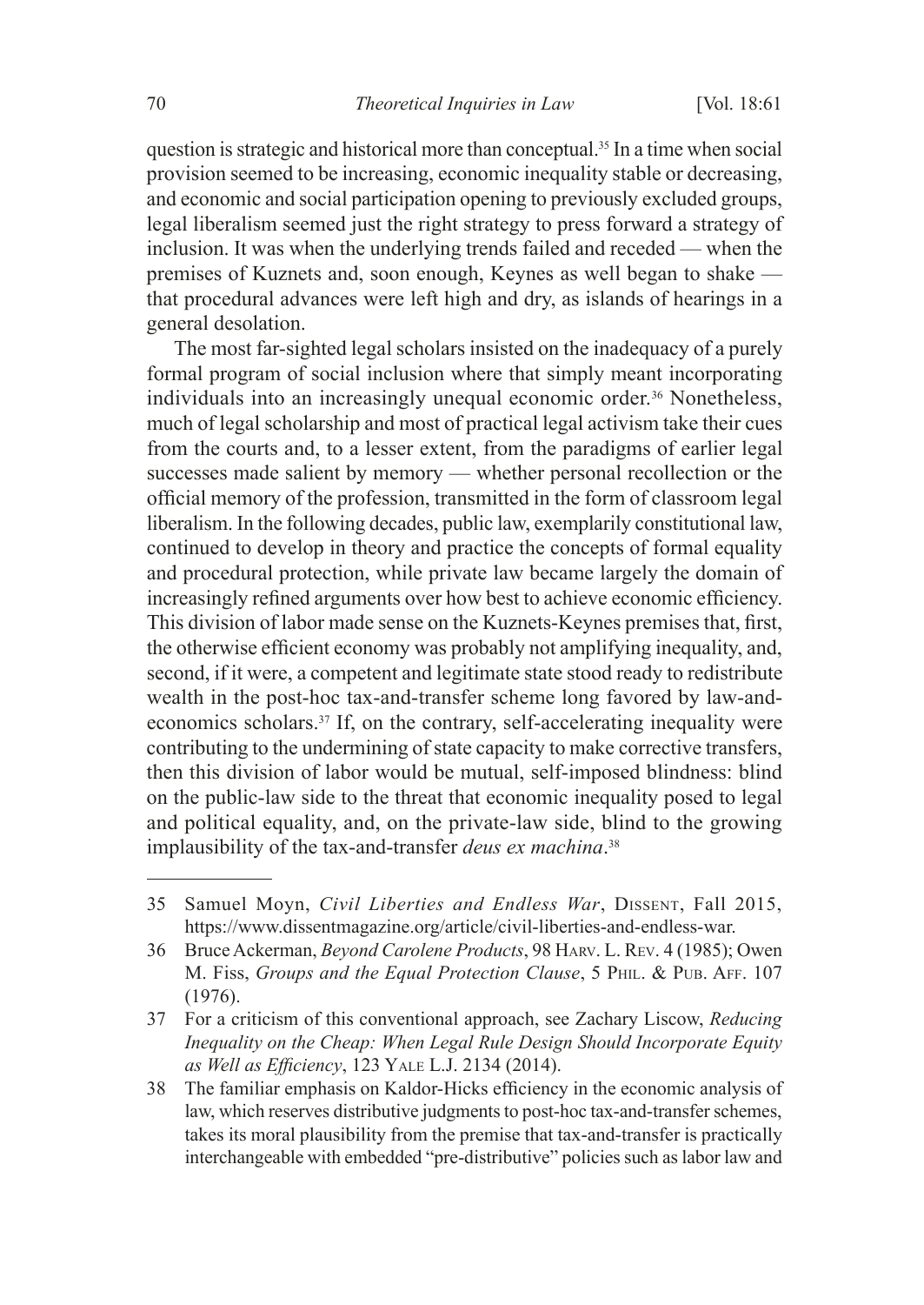question is strategic and historical more than conceptual.[35] In a time when social provision seemed to be increasing, economic inequality stable or decreasing, and economic and social participation opening to previously excluded groups, legal liberalism seemed just the right strategy to press forward a strategy of inclusion. It was when the underlying trends failed and receded — when the premises of Kuznets and, soon enough, Keynes as well began to shake — that procedural advances were left high and dry, as islands of hearings in a general desolation.

The most far-sighted legal scholars insisted on the inadequacy of a purely formal program of social inclusion where that simply meant incorporating individuals into an increasingly unequal economic order.[36] Nonetheless, much of legal scholarship and most of practical legal activism take their cues from the courts and, to a lesser extent, from the paradigms of earlier legal successes made salient by memory — whether personal recollection or the official memory of the profession, transmitted in the form of classroom legal liberalism. In the following decades, public law, exemplarily constitutional law, continued to develop in theory and practice the concepts of formal equality and procedural protection, while private law became largely the domain of increasingly refined arguments over how best to achieve economic efficiency. This division of labor made sense on the Kuznets-Keynes premises that, first, the otherwise efficient economy was probably not amplifying inequality, and, second, if it were, a competent and legitimate state stood ready to redistribute wealth in the post-hoc tax-and-transfer scheme long favored by law-and-economics scholars.[37] If, on the contrary, self-accelerating inequality were contributing to the undermining of state capacity to make corrective transfers, then this division of labor would be mutual, self-imposed blindness: blind on the public-law side to the threat that economic inequality posed to legal and political equality, and, on the private-law side, blind to the growing implausibility of the tax-and-transfer *deus ex machina*.[38]

---

35 Samuel Moyn, *Civil Liberties and Endless War*, Dissent, Fall 2015, https://www.dissentmagazine.org/article/civil-liberties-and-endless-war.

36 Bruce Ackerman, *Beyond Carolene Products*, 98 Harv. L. Rev. 4 (1985); Owen M. Fiss, *Groups and the Equal Protection Clause*, 5 Phil. & Pub. Aff. 107 (1976).

37 For a criticism of this conventional approach, see Zachary Liscow, *Reducing Inequality on the Cheap: When Legal Rule Design Should Incorporate Equity as Well as Efficiency*, 123 Yale L.J. 2134 (2014).

38 The familiar emphasis on Kaldor-Hicks efficiency in the economic analysis of law, which reserves distributive judgments to post-hoc tax-and-transfer schemes, takes its moral plausibility from the premise that tax-and-transfer is practically interchangeable with embedded "pre-distributive" policies such as labor law and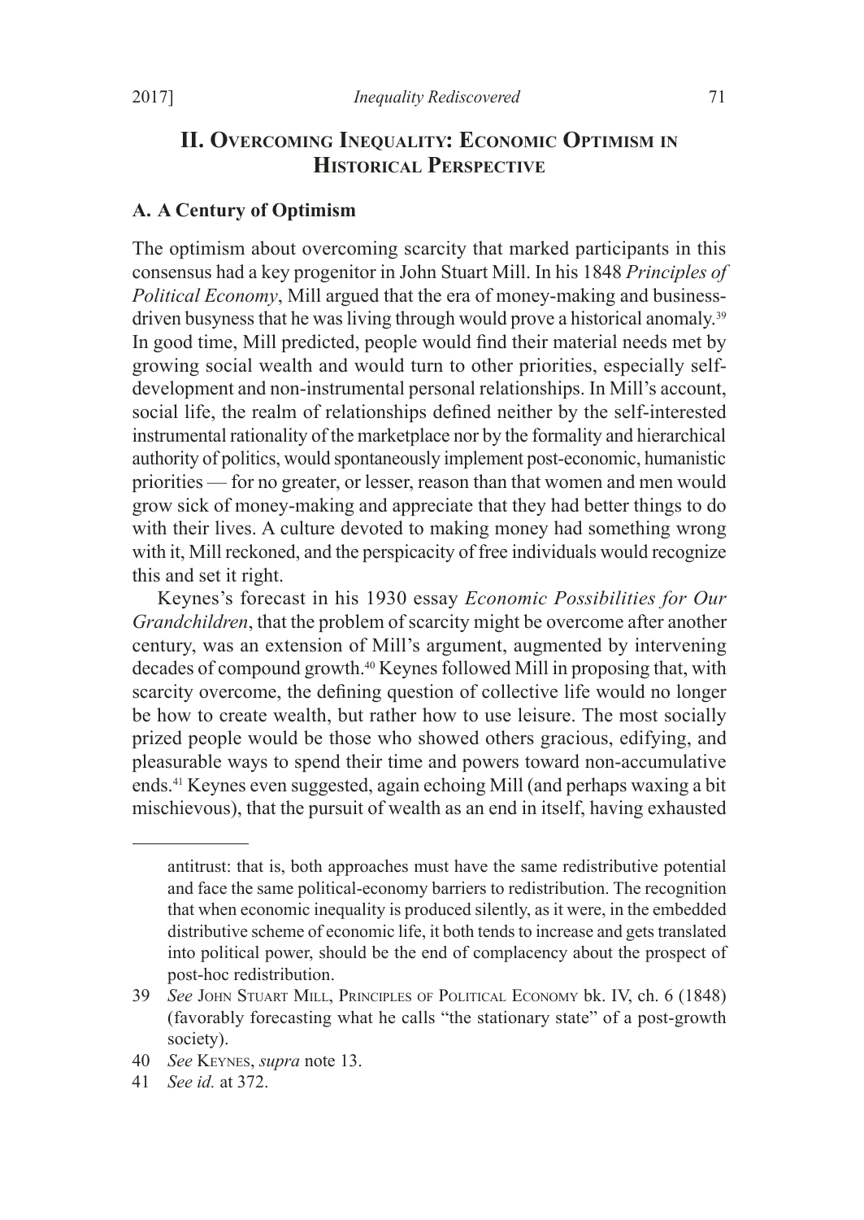## II. Overcoming Inequality: Economic Optimism in Historical Perspective

### A. A Century of Optimism

The optimism about overcoming scarcity that marked participants in this consensus had a key progenitor in John Stuart Mill. In his 1848 *Principles of Political Economy*, Mill argued that the era of money-making and business-driven busyness that he was living through would prove a historical anomaly.[39] In good time, Mill predicted, people would find their material needs met by growing social wealth and would turn to other priorities, especially self-development and non-instrumental personal relationships. In Mill's account, social life, the realm of relationships defined neither by the self-interested instrumental rationality of the marketplace nor by the formality and hierarchical authority of politics, would spontaneously implement post-economic, humanistic priorities — for no greater, or lesser, reason than that women and men would grow sick of money-making and appreciate that they had better things to do with their lives. A culture devoted to making money had something wrong with it, Mill reckoned, and the perspicacity of free individuals would recognize this and set it right.

Keynes's forecast in his 1930 essay *Economic Possibilities for Our Grandchildren*, that the problem of scarcity might be overcome after another century, was an extension of Mill's argument, augmented by intervening decades of compound growth.[40] Keynes followed Mill in proposing that, with scarcity overcome, the defining question of collective life would no longer be how to create wealth, but rather how to use leisure. The most socially prized people would be those who showed others gracious, edifying, and pleasurable ways to spend their time and powers toward non-accumulative ends.[41] Keynes even suggested, again echoing Mill (and perhaps waxing a bit mischievous), that the pursuit of wealth as an end in itself, having exhausted

---

antitrust: that is, both approaches must have the same redistributive potential and face the same political-economy barriers to redistribution. The recognition that when economic inequality is produced silently, as it were, in the embedded distributive scheme of economic life, it both tends to increase and gets translated into political power, should be the end of complacency about the prospect of post-hoc redistribution.

39 *See* John Stuart Mill, Principles of Political Economy bk. IV, ch. 6 (1848) (favorably forecasting what he calls "the stationary state" of a post-growth society).

40 *See* Keynes, *supra* note 13.

41 *See id.* at 372.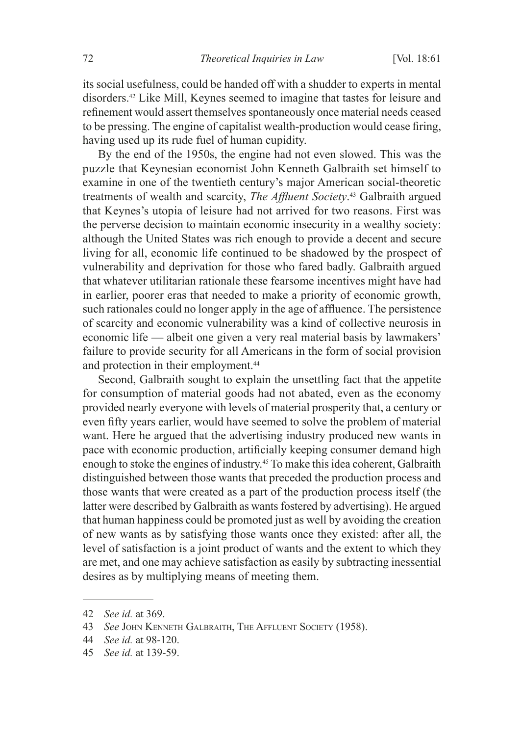its social usefulness, could be handed off with a shudder to experts in mental disorders.[42] Like Mill, Keynes seemed to imagine that tastes for leisure and refinement would assert themselves spontaneously once material needs ceased to be pressing. The engine of capitalist wealth-production would cease firing, having used up its rude fuel of human cupidity.

By the end of the 1950s, the engine had not even slowed. This was the puzzle that Keynesian economist John Kenneth Galbraith set himself to examine in one of the twentieth century's major American social-theoretic treatments of wealth and scarcity, *The Affluent Society*.[43] Galbraith argued that Keynes's utopia of leisure had not arrived for two reasons. First was the perverse decision to maintain economic insecurity in a wealthy society: although the United States was rich enough to provide a decent and secure living for all, economic life continued to be shadowed by the prospect of vulnerability and deprivation for those who fared badly. Galbraith argued that whatever utilitarian rationale these fearsome incentives might have had in earlier, poorer eras that needed to make a priority of economic growth, such rationales could no longer apply in the age of affluence. The persistence of scarcity and economic vulnerability was a kind of collective neurosis in economic life — albeit one given a very real material basis by lawmakers' failure to provide security for all Americans in the form of social provision and protection in their employment.[44]

Second, Galbraith sought to explain the unsettling fact that the appetite for consumption of material goods had not abated, even as the economy provided nearly everyone with levels of material prosperity that, a century or even fifty years earlier, would have seemed to solve the problem of material want. Here he argued that the advertising industry produced new wants in pace with economic production, artificially keeping consumer demand high enough to stoke the engines of industry.[45] To make this idea coherent, Galbraith distinguished between those wants that preceded the production process and those wants that were created as a part of the production process itself (the latter were described by Galbraith as wants fostered by advertising). He argued that human happiness could be promoted just as well by avoiding the creation of new wants as by satisfying those wants once they existed: after all, the level of satisfaction is a joint product of wants and the extent to which they are met, and one may achieve satisfaction as easily by subtracting inessential desires as by multiplying means of meeting them.

---

42 *See id.* at 369.

43 *See* John Kenneth Galbraith, The Affluent Society (1958).

44 *See id.* at 98-120.

45 *See id.* at 139-59.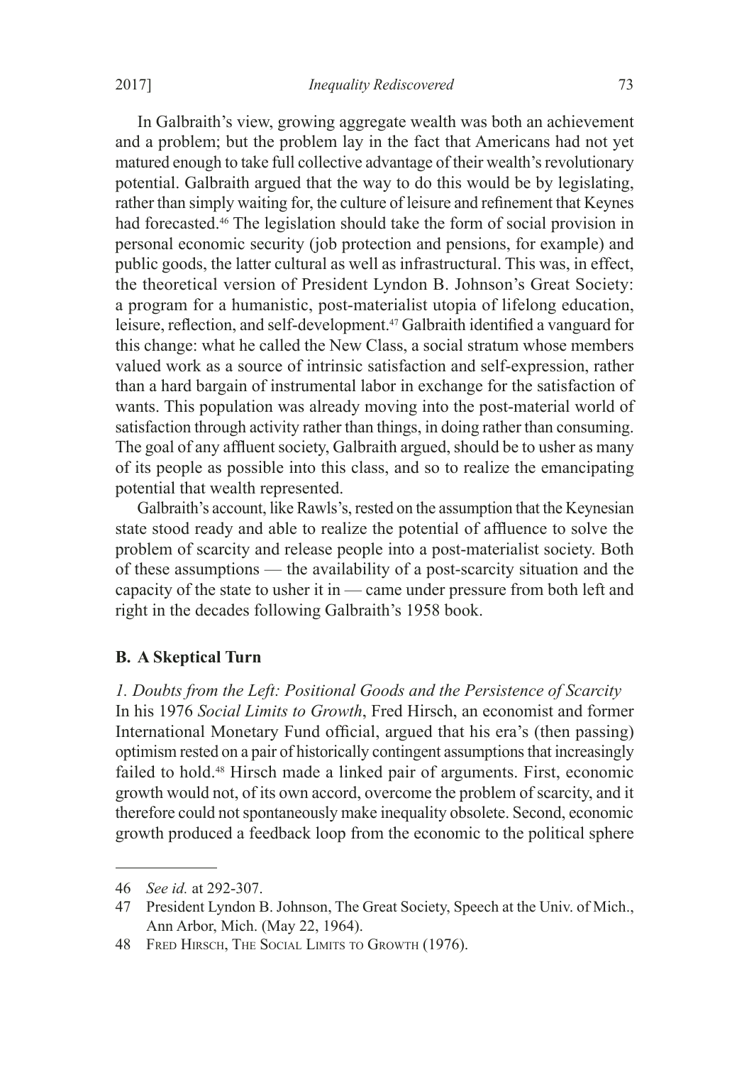In Galbraith's view, growing aggregate wealth was both an achievement and a problem; but the problem lay in the fact that Americans had not yet matured enough to take full collective advantage of their wealth's revolutionary potential. Galbraith argued that the way to do this would be by legislating, rather than simply waiting for, the culture of leisure and refinement that Keynes had forecasted.[46] The legislation should take the form of social provision in personal economic security (job protection and pensions, for example) and public goods, the latter cultural as well as infrastructural. This was, in effect, the theoretical version of President Lyndon B. Johnson's Great Society: a program for a humanistic, post-materialist utopia of lifelong education, leisure, reflection, and self-development.[47] Galbraith identified a vanguard for this change: what he called the New Class, a social stratum whose members valued work as a source of intrinsic satisfaction and self-expression, rather than a hard bargain of instrumental labor in exchange for the satisfaction of wants. This population was already moving into the post-material world of satisfaction through activity rather than things, in doing rather than consuming. The goal of any affluent society, Galbraith argued, should be to usher as many of its people as possible into this class, and so to realize the emancipating potential that wealth represented.

Galbraith's account, like Rawls's, rested on the assumption that the Keynesian state stood ready and able to realize the potential of affluence to solve the problem of scarcity and release people into a post-materialist society. Both of these assumptions — the availability of a post-scarcity situation and the capacity of the state to usher it in — came under pressure from both left and right in the decades following Galbraith's 1958 book.

### B. A Skeptical Turn

#### *1. Doubts from the Left: Positional Goods and the Persistence of Scarcity*

In his 1976 *Social Limits to Growth*, Fred Hirsch, an economist and former International Monetary Fund official, argued that his era's (then passing) optimism rested on a pair of historically contingent assumptions that increasingly failed to hold.[48] Hirsch made a linked pair of arguments. First, economic growth would not, of its own accord, overcome the problem of scarcity, and it therefore could not spontaneously make inequality obsolete. Second, economic growth produced a feedback loop from the economic to the political sphere

---

46 *See id.* at 292-307.

47 President Lyndon B. Johnson, The Great Society, Speech at the Univ. of Mich., Ann Arbor, Mich. (May 22, 1964).

48 Fred Hirsch, The Social Limits to Growth (1976).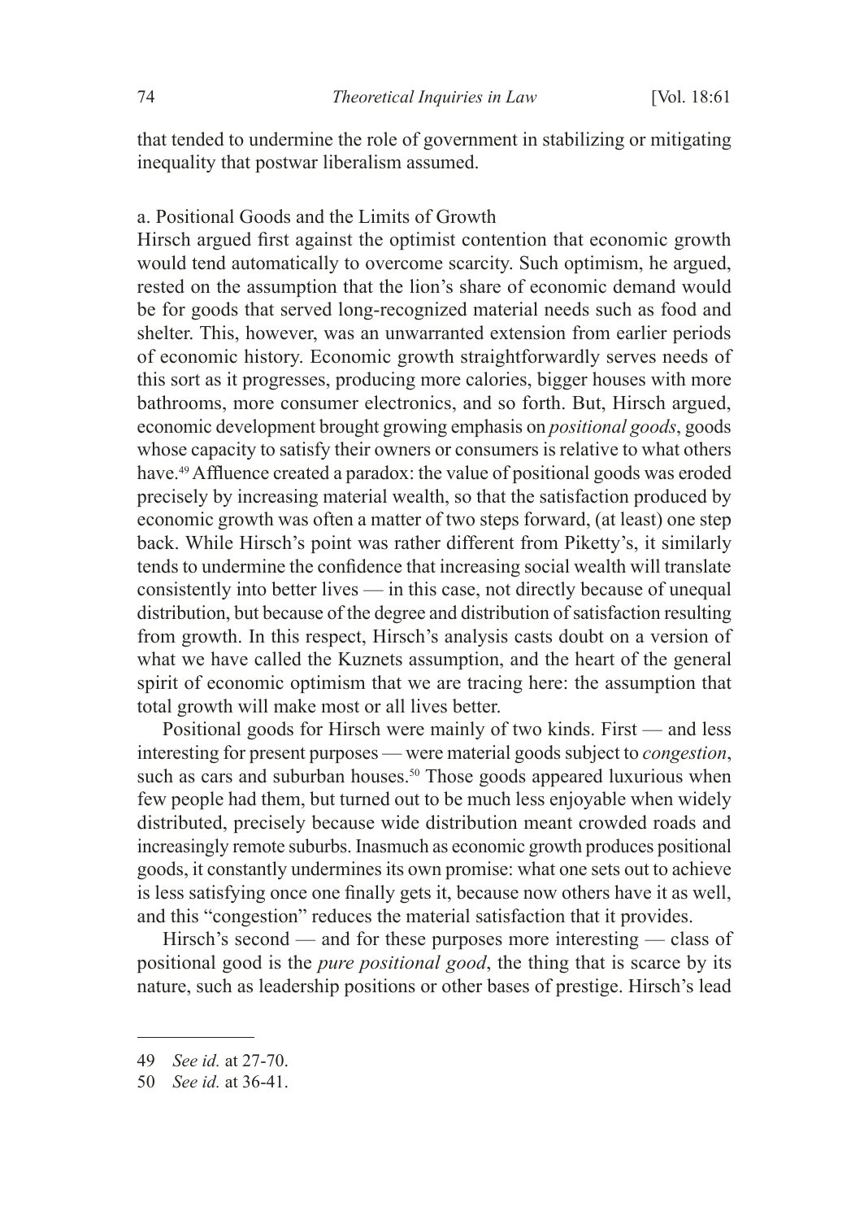that tended to undermine the role of government in stabilizing or mitigating inequality that postwar liberalism assumed.

a. Positional Goods and the Limits of Growth

Hirsch argued first against the optimist contention that economic growth would tend automatically to overcome scarcity. Such optimism, he argued, rested on the assumption that the lion's share of economic demand would be for goods that served long-recognized material needs such as food and shelter. This, however, was an unwarranted extension from earlier periods of economic history. Economic growth straightforwardly serves needs of this sort as it progresses, producing more calories, bigger houses with more bathrooms, more consumer electronics, and so forth. But, Hirsch argued, economic development brought growing emphasis on *positional goods*, goods whose capacity to satisfy their owners or consumers is relative to what others have.[49] Affluence created a paradox: the value of positional goods was eroded precisely by increasing material wealth, so that the satisfaction produced by economic growth was often a matter of two steps forward, (at least) one step back. While Hirsch's point was rather different from Piketty's, it similarly tends to undermine the confidence that increasing social wealth will translate consistently into better lives — in this case, not directly because of unequal distribution, but because of the degree and distribution of satisfaction resulting from growth. In this respect, Hirsch's analysis casts doubt on a version of what we have called the Kuznets assumption, and the heart of the general spirit of economic optimism that we are tracing here: the assumption that total growth will make most or all lives better.

Positional goods for Hirsch were mainly of two kinds. First — and less interesting for present purposes — were material goods subject to *congestion*, such as cars and suburban houses.[50] Those goods appeared luxurious when few people had them, but turned out to be much less enjoyable when widely distributed, precisely because wide distribution meant crowded roads and increasingly remote suburbs. Inasmuch as economic growth produces positional goods, it constantly undermines its own promise: what one sets out to achieve is less satisfying once one finally gets it, because now others have it as well, and this "congestion" reduces the material satisfaction that it provides.

Hirsch's second — and for these purposes more interesting — class of positional good is the *pure positional good*, the thing that is scarce by its nature, such as leadership positions or other bases of prestige. Hirsch's lead

---

49 *See id.* at 27-70.

50 *See id.* at 36-41.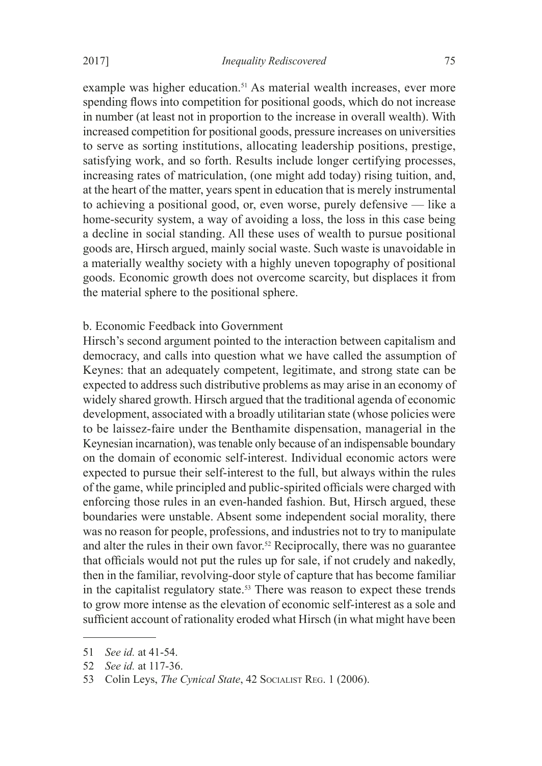example was higher education.[51] As material wealth increases, ever more spending flows into competition for positional goods, which do not increase in number (at least not in proportion to the increase in overall wealth). With increased competition for positional goods, pressure increases on universities to serve as sorting institutions, allocating leadership positions, prestige, satisfying work, and so forth. Results include longer certifying processes, increasing rates of matriculation, (one might add today) rising tuition, and, at the heart of the matter, years spent in education that is merely instrumental to achieving a positional good, or, even worse, purely defensive — like a home-security system, a way of avoiding a loss, the loss in this case being a decline in social standing. All these uses of wealth to pursue positional goods are, Hirsch argued, mainly social waste. Such waste is unavoidable in a materially wealthy society with a highly uneven topography of positional goods. Economic growth does not overcome scarcity, but displaces it from the material sphere to the positional sphere.

b. Economic Feedback into Government

Hirsch's second argument pointed to the interaction between capitalism and democracy, and calls into question what we have called the assumption of Keynes: that an adequately competent, legitimate, and strong state can be expected to address such distributive problems as may arise in an economy of widely shared growth. Hirsch argued that the traditional agenda of economic development, associated with a broadly utilitarian state (whose policies were to be laissez-faire under the Benthamite dispensation, managerial in the Keynesian incarnation), was tenable only because of an indispensable boundary on the domain of economic self-interest. Individual economic actors were expected to pursue their self-interest to the full, but always within the rules of the game, while principled and public-spirited officials were charged with enforcing those rules in an even-handed fashion. But, Hirsch argued, these boundaries were unstable. Absent some independent social morality, there was no reason for people, professions, and industries not to try to manipulate and alter the rules in their own favor.[52] Reciprocally, there was no guarantee that officials would not put the rules up for sale, if not crudely and nakedly, then in the familiar, revolving-door style of capture that has become familiar in the capitalist regulatory state.[53] There was reason to expect these trends to grow more intense as the elevation of economic self-interest as a sole and sufficient account of rationality eroded what Hirsch (in what might have been

---

51 *See id.* at 41-54.

52 *See id.* at 117-36.

53 Colin Leys, *The Cynical State*, 42 Socialist Reg. 1 (2006).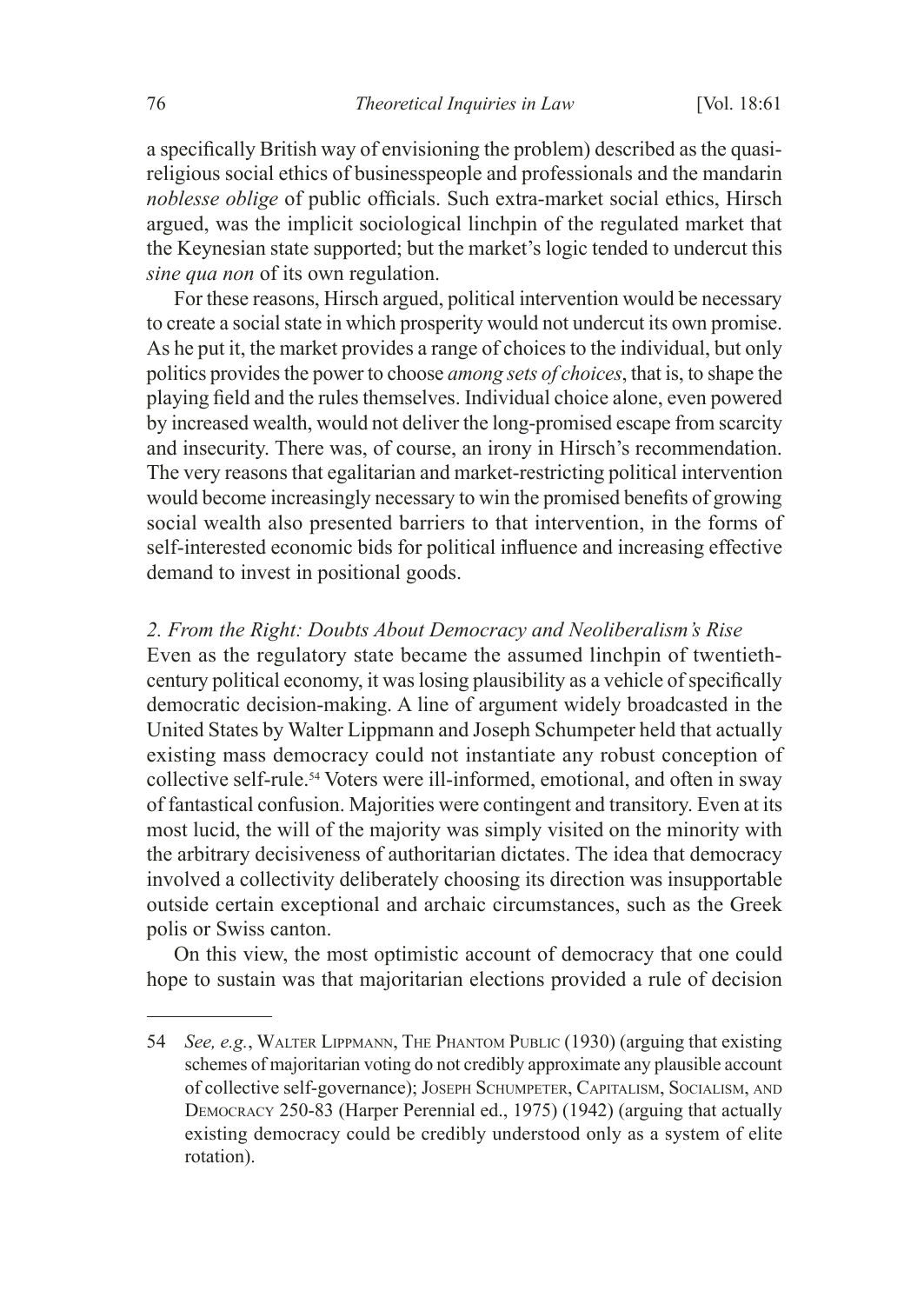a specifically British way of envisioning the problem) described as the quasi-religious social ethics of businesspeople and professionals and the mandarin *noblesse oblige* of public officials. Such extra-market social ethics, Hirsch argued, was the implicit sociological linchpin of the regulated market that the Keynesian state supported; but the market's logic tended to undercut this *sine qua non* of its own regulation.

For these reasons, Hirsch argued, political intervention would be necessary to create a social state in which prosperity would not undercut its own promise. As he put it, the market provides a range of choices to the individual, but only politics provides the power to choose *among sets of choices*, that is, to shape the playing field and the rules themselves. Individual choice alone, even powered by increased wealth, would not deliver the long-promised escape from scarcity and insecurity. There was, of course, an irony in Hirsch's recommendation. The very reasons that egalitarian and market-restricting political intervention would become increasingly necessary to win the promised benefits of growing social wealth also presented barriers to that intervention, in the forms of self-interested economic bids for political influence and increasing effective demand to invest in positional goods.

### *2. From the Right: Doubts About Democracy and Neoliberalism's Rise*

Even as the regulatory state became the assumed linchpin of twentieth-century political economy, it was losing plausibility as a vehicle of specifically democratic decision-making. A line of argument widely broadcasted in the United States by Walter Lippmann and Joseph Schumpeter held that actually existing mass democracy could not instantiate any robust conception of collective self-rule.[54] Voters were ill-informed, emotional, and often in sway of fantastical confusion. Majorities were contingent and transitory. Even at its most lucid, the will of the majority was simply visited on the minority with the arbitrary decisiveness of authoritarian dictates. The idea that democracy involved a collectivity deliberately choosing its direction was insupportable outside certain exceptional and archaic circumstances, such as the Greek polis or Swiss canton.

On this view, the most optimistic account of democracy that one could hope to sustain was that majoritarian elections provided a rule of decision

---

54 *See, e.g.*, Walter Lippmann, The Phantom Public (1930) (arguing that existing schemes of majoritarian voting do not credibly approximate any plausible account of collective self-governance); Joseph Schumpeter, Capitalism, Socialism, and Democracy 250-83 (Harper Perennial ed., 1975) (1942) (arguing that actually existing democracy could be credibly understood only as a system of elite rotation).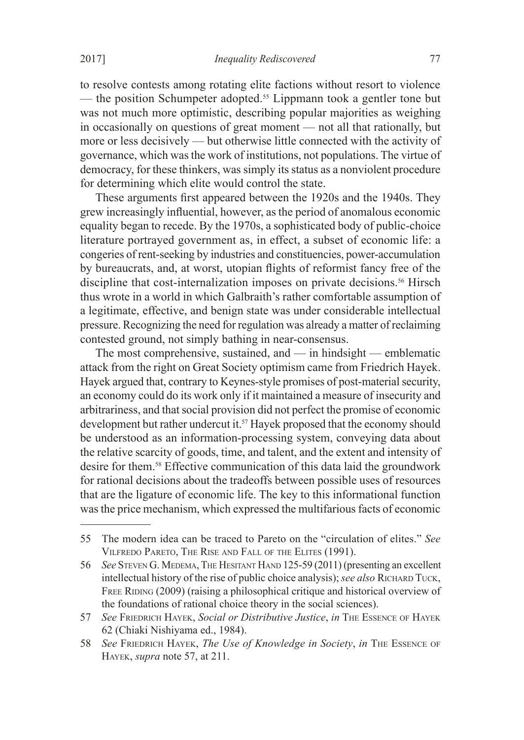to resolve contests among rotating elite factions without resort to violence — the position Schumpeter adopted.[55] Lippmann took a gentler tone but was not much more optimistic, describing popular majorities as weighing in occasionally on questions of great moment — not all that rationally, but more or less decisively — but otherwise little connected with the activity of governance, which was the work of institutions, not populations. The virtue of democracy, for these thinkers, was simply its status as a nonviolent procedure for determining which elite would control the state.

These arguments first appeared between the 1920s and the 1940s. They grew increasingly influential, however, as the period of anomalous economic equality began to recede. By the 1970s, a sophisticated body of public-choice literature portrayed government as, in effect, a subset of economic life: a congeries of rent-seeking by industries and constituencies, power-accumulation by bureaucrats, and, at worst, utopian flights of reformist fancy free of the discipline that cost-internalization imposes on private decisions.[56] Hirsch thus wrote in a world in which Galbraith's rather comfortable assumption of a legitimate, effective, and benign state was under considerable intellectual pressure. Recognizing the need for regulation was already a matter of reclaiming contested ground, not simply bathing in near-consensus.

The most comprehensive, sustained, and — in hindsight — emblematic attack from the right on Great Society optimism came from Friedrich Hayek. Hayek argued that, contrary to Keynes-style promises of post-material security, an economy could do its work only if it maintained a measure of insecurity and arbitrariness, and that social provision did not perfect the promise of economic development but rather undercut it.[57] Hayek proposed that the economy should be understood as an information-processing system, conveying data about the relative scarcity of goods, time, and talent, and the extent and intensity of desire for them.[58] Effective communication of this data laid the groundwork for rational decisions about the tradeoffs between possible uses of resources that are the ligature of economic life. The key to this informational function was the price mechanism, which expressed the multifarious facts of economic

---

55 The modern idea can be traced to Pareto on the "circulation of elites." *See* Vilfredo Pareto, The Rise and Fall of the Elites (1991).

56 *See* Steven G. Medema, The Hesitant Hand 125-59 (2011) (presenting an excellent intellectual history of the rise of public choice analysis); *see also* Richard Tuck, Free Riding (2009) (raising a philosophical critique and historical overview of the foundations of rational choice theory in the social sciences).

57 *See* Friedrich Hayek, *Social or Distributive Justice*, *in* The Essence of Hayek 62 (Chiaki Nishiyama ed., 1984).

58 *See* Friedrich Hayek, *The Use of Knowledge in Society*, *in* The Essence of Hayek, *supra* note 57, at 211.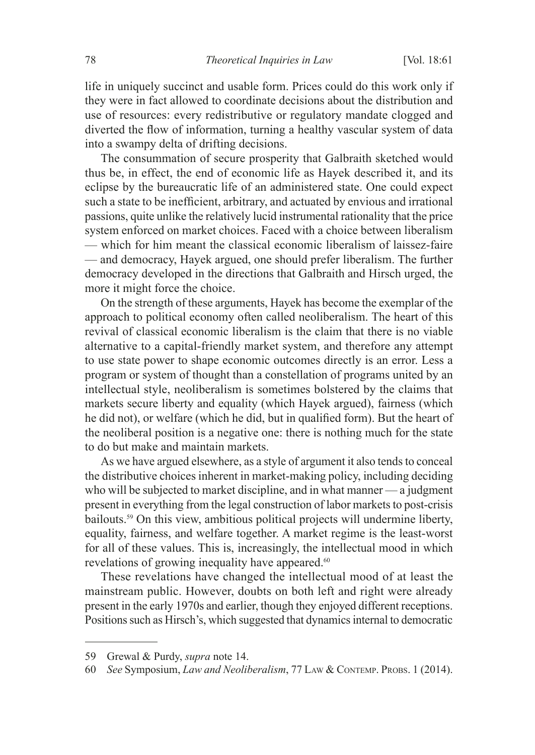life in uniquely succinct and usable form. Prices could do this work only if they were in fact allowed to coordinate decisions about the distribution and use of resources: every redistributive or regulatory mandate clogged and diverted the flow of information, turning a healthy vascular system of data into a swampy delta of drifting decisions.

The consummation of secure prosperity that Galbraith sketched would thus be, in effect, the end of economic life as Hayek described it, and its eclipse by the bureaucratic life of an administered state. One could expect such a state to be inefficient, arbitrary, and actuated by envious and irrational passions, quite unlike the relatively lucid instrumental rationality that the price system enforced on market choices. Faced with a choice between liberalism — which for him meant the classical economic liberalism of laissez-faire — and democracy, Hayek argued, one should prefer liberalism. The further democracy developed in the directions that Galbraith and Hirsch urged, the more it might force the choice.

On the strength of these arguments, Hayek has become the exemplar of the approach to political economy often called neoliberalism. The heart of this revival of classical economic liberalism is the claim that there is no viable alternative to a capital-friendly market system, and therefore any attempt to use state power to shape economic outcomes directly is an error. Less a program or system of thought than a constellation of programs united by an intellectual style, neoliberalism is sometimes bolstered by the claims that markets secure liberty and equality (which Hayek argued), fairness (which he did not), or welfare (which he did, but in qualified form). But the heart of the neoliberal position is a negative one: there is nothing much for the state to do but make and maintain markets.

As we have argued elsewhere, as a style of argument it also tends to conceal the distributive choices inherent in market-making policy, including deciding who will be subjected to market discipline, and in what manner — a judgment present in everything from the legal construction of labor markets to post-crisis bailouts.[59] On this view, ambitious political projects will undermine liberty, equality, fairness, and welfare together. A market regime is the least-worst for all of these values. This is, increasingly, the intellectual mood in which revelations of growing inequality have appeared.[60]

These revelations have changed the intellectual mood of at least the mainstream public. However, doubts on both left and right were already present in the early 1970s and earlier, though they enjoyed different receptions. Positions such as Hirsch's, which suggested that dynamics internal to democratic

---

59 Grewal & Purdy, *supra* note 14.

60 *See* Symposium, *Law and Neoliberalism*, 77 Law & Contemp. Probs. 1 (2014).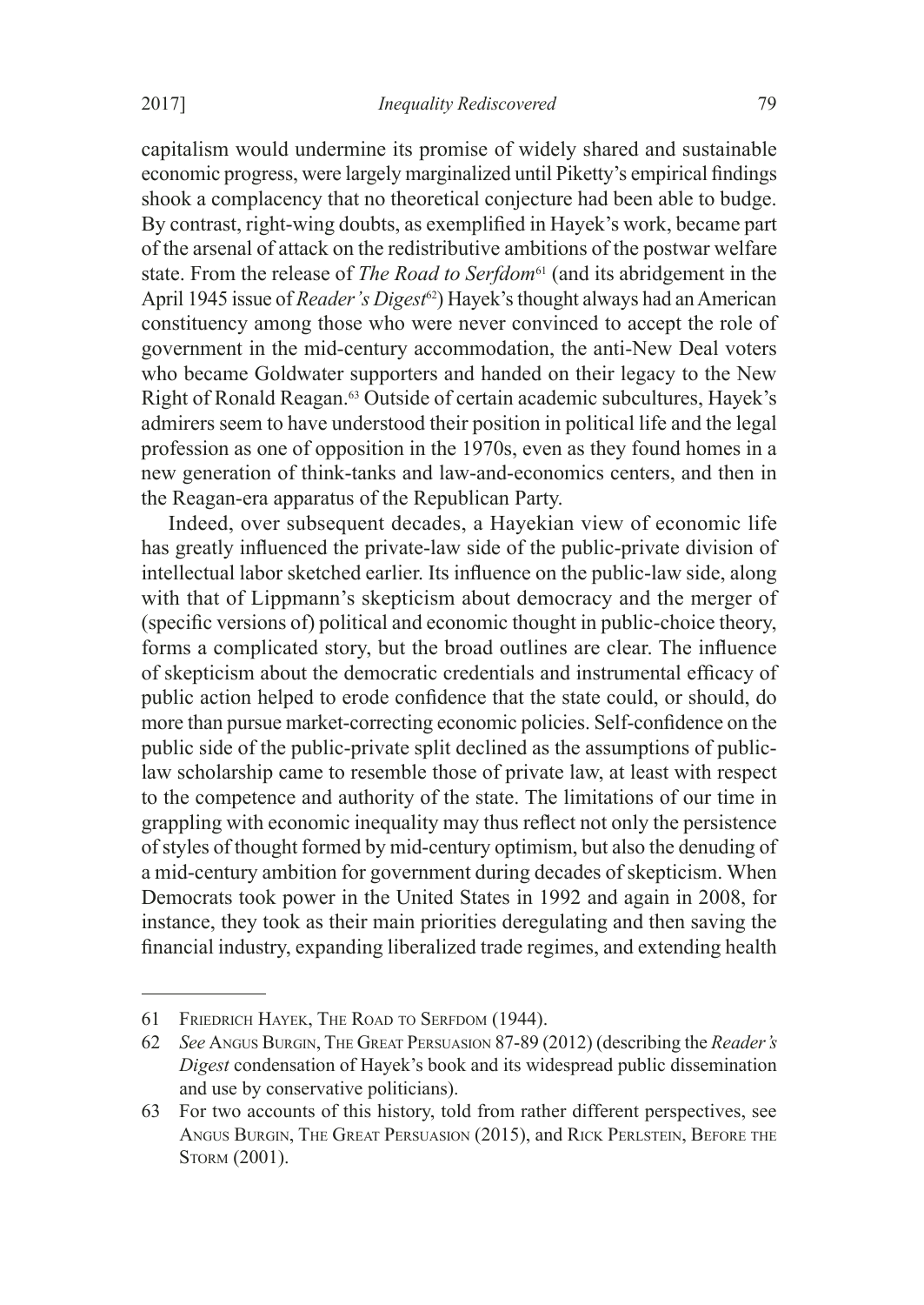capitalism would undermine its promise of widely shared and sustainable economic progress, were largely marginalized until Piketty's empirical findings shook a complacency that no theoretical conjecture had been able to budge. By contrast, right-wing doubts, as exemplified in Hayek's work, became part of the arsenal of attack on the redistributive ambitions of the postwar welfare state. From the release of *The Road to Serfdom*[61] (and its abridgement in the April 1945 issue of *Reader's Digest*[62]) Hayek's thought always had an American constituency among those who were never convinced to accept the role of government in the mid-century accommodation, the anti-New Deal voters who became Goldwater supporters and handed on their legacy to the New Right of Ronald Reagan.[63] Outside of certain academic subcultures, Hayek's admirers seem to have understood their position in political life and the legal profession as one of opposition in the 1970s, even as they found homes in a new generation of think-tanks and law-and-economics centers, and then in the Reagan-era apparatus of the Republican Party.

Indeed, over subsequent decades, a Hayekian view of economic life has greatly influenced the private-law side of the public-private division of intellectual labor sketched earlier. Its influence on the public-law side, along with that of Lippmann's skepticism about democracy and the merger of (specific versions of) political and economic thought in public-choice theory, forms a complicated story, but the broad outlines are clear. The influence of skepticism about the democratic credentials and instrumental efficacy of public action helped to erode confidence that the state could, or should, do more than pursue market-correcting economic policies. Self-confidence on the public side of the public-private split declined as the assumptions of public-law scholarship came to resemble those of private law, at least with respect to the competence and authority of the state. The limitations of our time in grappling with economic inequality may thus reflect not only the persistence of styles of thought formed by mid-century optimism, but also the denuding of a mid-century ambition for government during decades of skepticism. When Democrats took power in the United States in 1992 and again in 2008, for instance, they took as their main priorities deregulating and then saving the financial industry, expanding liberalized trade regimes, and extending health

---

61 Friedrich Hayek, The Road to Serfdom (1944).

62 *See* Angus Burgin, The Great Persuasion 87-89 (2012) (describing the *Reader's Digest* condensation of Hayek's book and its widespread public dissemination and use by conservative politicians).

63 For two accounts of this history, told from rather different perspectives, see Angus Burgin, The Great Persuasion (2015), and Rick Perlstein, Before the Storm (2001).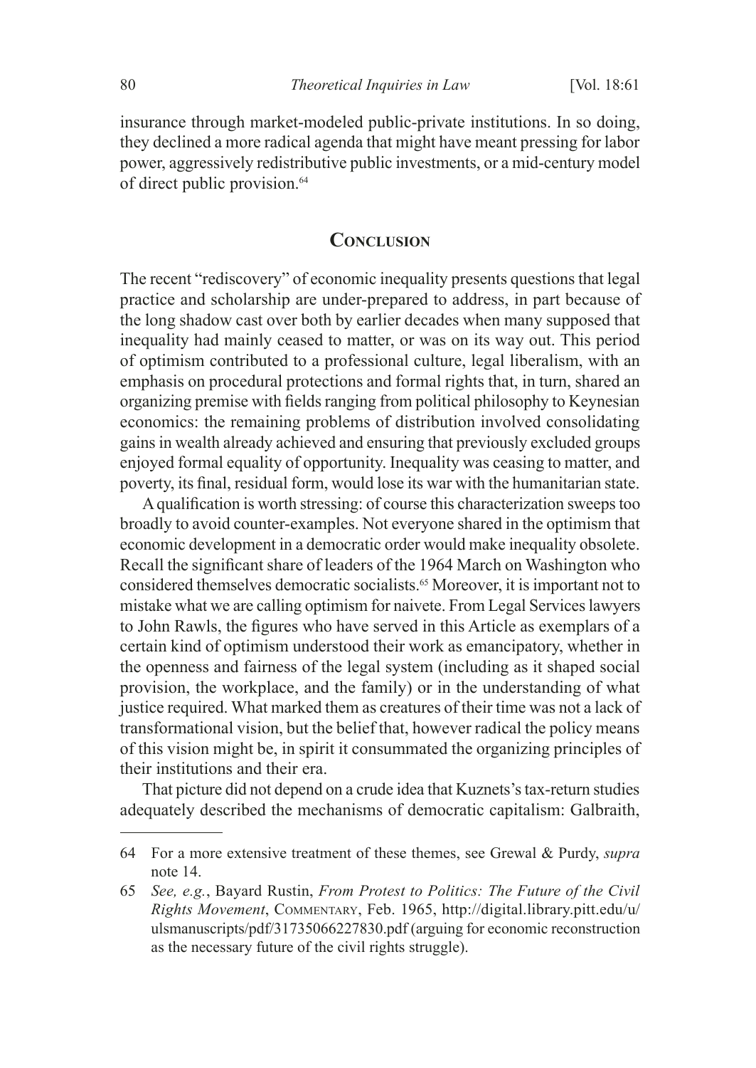insurance through market-modeled public-private institutions. In so doing, they declined a more radical agenda that might have meant pressing for labor power, aggressively redistributive public investments, or a mid-century model of direct public provision.[64]

## Conclusion

The recent "rediscovery" of economic inequality presents questions that legal practice and scholarship are under-prepared to address, in part because of the long shadow cast over both by earlier decades when many supposed that inequality had mainly ceased to matter, or was on its way out. This period of optimism contributed to a professional culture, legal liberalism, with an emphasis on procedural protections and formal rights that, in turn, shared an organizing premise with fields ranging from political philosophy to Keynesian economics: the remaining problems of distribution involved consolidating gains in wealth already achieved and ensuring that previously excluded groups enjoyed formal equality of opportunity. Inequality was ceasing to matter, and poverty, its final, residual form, would lose its war with the humanitarian state.

A qualification is worth stressing: of course this characterization sweeps too broadly to avoid counter-examples. Not everyone shared in the optimism that economic development in a democratic order would make inequality obsolete. Recall the significant share of leaders of the 1964 March on Washington who considered themselves democratic socialists.[65] Moreover, it is important not to mistake what we are calling optimism for naivete. From Legal Services lawyers to John Rawls, the figures who have served in this Article as exemplars of a certain kind of optimism understood their work as emancipatory, whether in the openness and fairness of the legal system (including as it shaped social provision, the workplace, and the family) or in the understanding of what justice required. What marked them as creatures of their time was not a lack of transformational vision, but the belief that, however radical the policy means of this vision might be, in spirit it consummated the organizing principles of their institutions and their era.

That picture did not depend on a crude idea that Kuznets's tax-return studies adequately described the mechanisms of democratic capitalism: Galbraith,

---

64 For a more extensive treatment of these themes, see Grewal & Purdy, *supra* note 14.

65 *See, e.g.*, Bayard Rustin, *From Protest to Politics: The Future of the Civil Rights Movement*, Commentary, Feb. 1965, http://digital.library.pitt.edu/u/ulsmanuscripts/pdf/31735066227830.pdf (arguing for economic reconstruction as the necessary future of the civil rights struggle).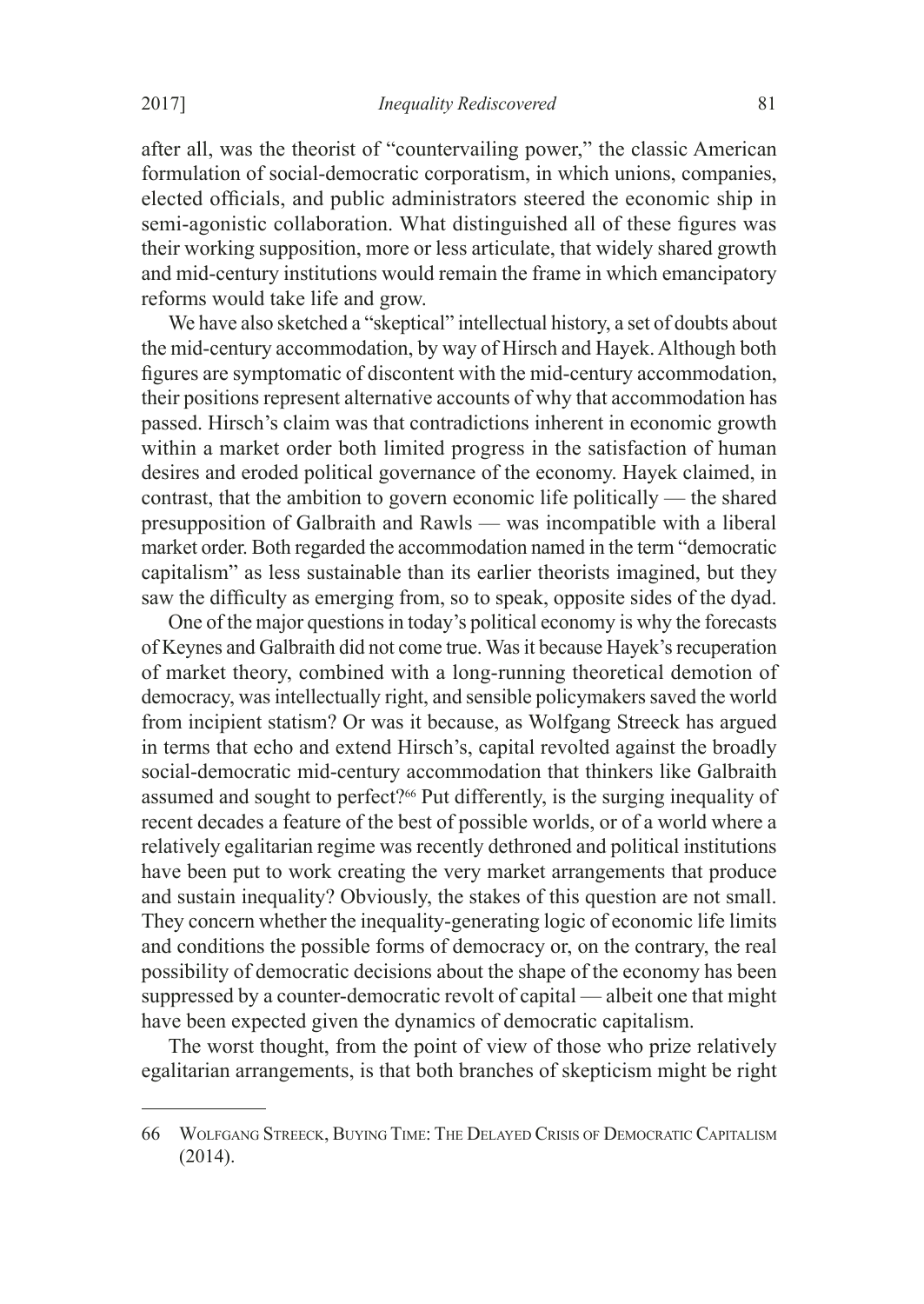after all, was the theorist of "countervailing power," the classic American formulation of social-democratic corporatism, in which unions, companies, elected officials, and public administrators steered the economic ship in semi-agonistic collaboration. What distinguished all of these figures was their working supposition, more or less articulate, that widely shared growth and mid-century institutions would remain the frame in which emancipatory reforms would take life and grow.

We have also sketched a "skeptical" intellectual history, a set of doubts about the mid-century accommodation, by way of Hirsch and Hayek. Although both figures are symptomatic of discontent with the mid-century accommodation, their positions represent alternative accounts of why that accommodation has passed. Hirsch's claim was that contradictions inherent in economic growth within a market order both limited progress in the satisfaction of human desires and eroded political governance of the economy. Hayek claimed, in contrast, that the ambition to govern economic life politically — the shared presupposition of Galbraith and Rawls — was incompatible with a liberal market order. Both regarded the accommodation named in the term "democratic capitalism" as less sustainable than its earlier theorists imagined, but they saw the difficulty as emerging from, so to speak, opposite sides of the dyad.

One of the major questions in today's political economy is why the forecasts of Keynes and Galbraith did not come true. Was it because Hayek's recuperation of market theory, combined with a long-running theoretical demotion of democracy, was intellectually right, and sensible policymakers saved the world from incipient statism? Or was it because, as Wolfgang Streeck has argued in terms that echo and extend Hirsch's, capital revolted against the broadly social-democratic mid-century accommodation that thinkers like Galbraith assumed and sought to perfect?[66] Put differently, is the surging inequality of recent decades a feature of the best of possible worlds, or of a world where a relatively egalitarian regime was recently dethroned and political institutions have been put to work creating the very market arrangements that produce and sustain inequality? Obviously, the stakes of this question are not small. They concern whether the inequality-generating logic of economic life limits and conditions the possible forms of democracy or, on the contrary, the real possibility of democratic decisions about the shape of the economy has been suppressed by a counter-democratic revolt of capital — albeit one that might have been expected given the dynamics of democratic capitalism.

The worst thought, from the point of view of those who prize relatively egalitarian arrangements, is that both branches of skepticism might be right

---

66 Wolfgang Streeck, Buying Time: The Delayed Crisis of Democratic Capitalism (2014).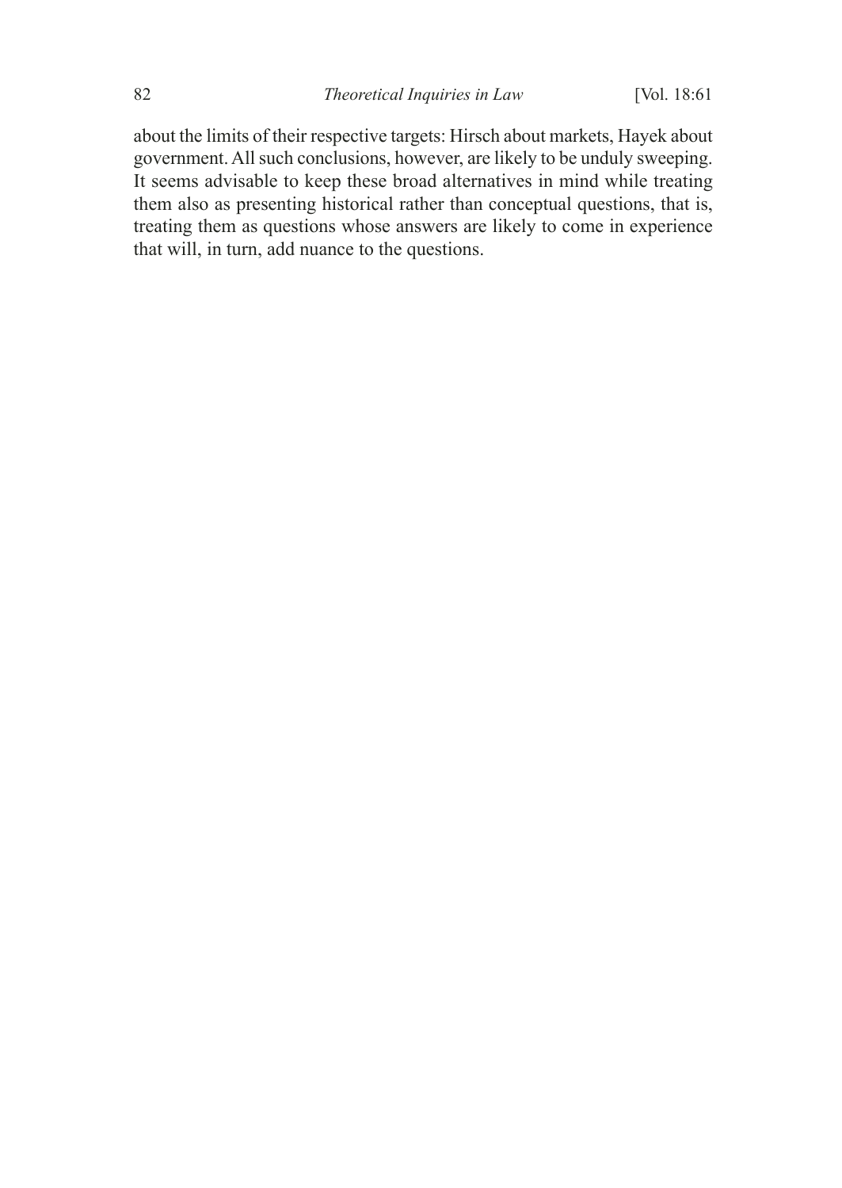about the limits of their respective targets: Hirsch about markets, Hayek about government. All such conclusions, however, are likely to be unduly sweeping. It seems advisable to keep these broad alternatives in mind while treating them also as presenting historical rather than conceptual questions, that is, treating them as questions whose answers are likely to come in experience that will, in turn, add nuance to the questions.